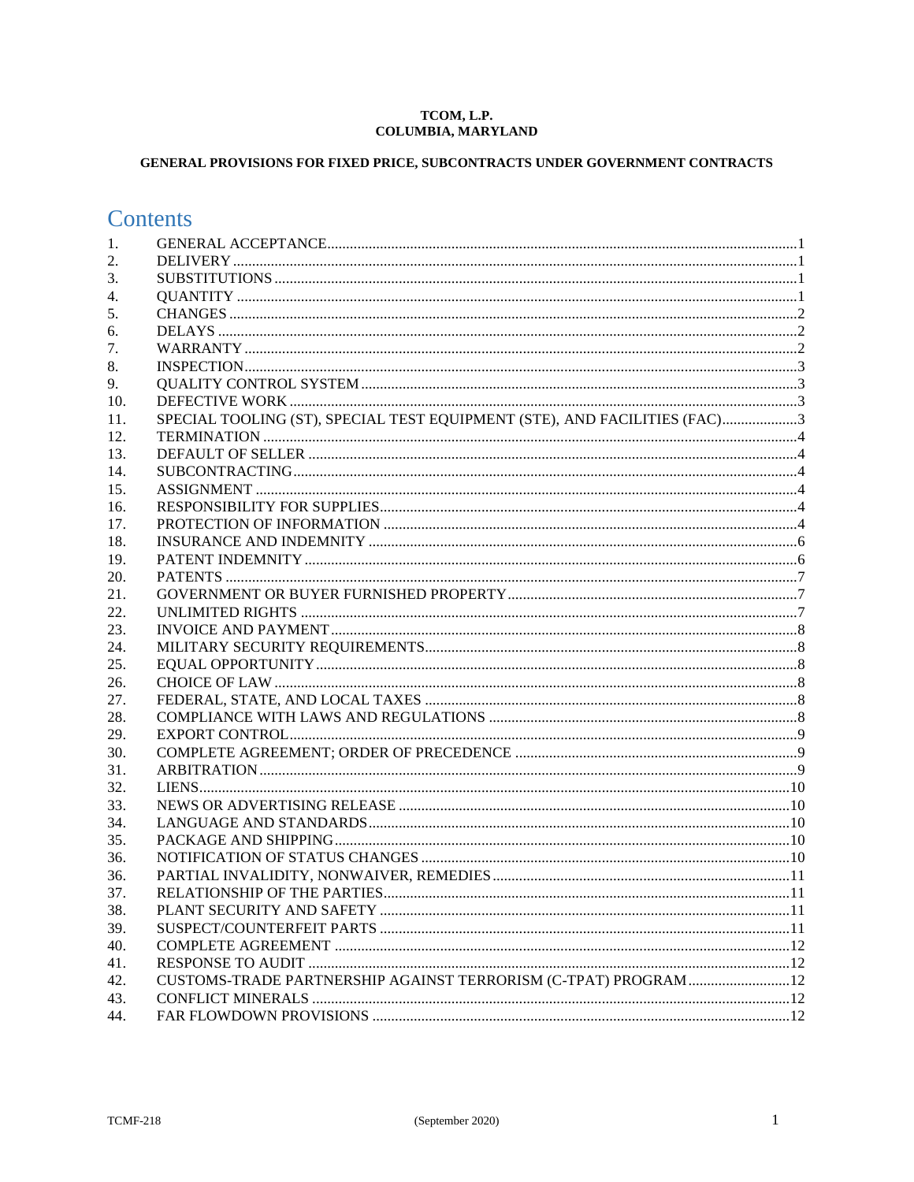**TCOM, L.P.**
**COLUMBIA, MARYLAND**

**GENERAL PROVISIONS FOR FIXED PRICE, SUBCONTRACTS UNDER GOVERNMENT CONTRACTS**

# Contents

| | | |
|---|---|---|
| 1. | GENERAL ACCEPTANCE | 1 |
| 2. | DELIVERY | 1 |
| 3. | SUBSTITUTIONS | 1 |
| 4. | QUANTITY | 1 |
| 5. | CHANGES | 2 |
| 6. | DELAYS | 2 |
| 7. | WARRANTY | 2 |
| 8. | INSPECTION | 3 |
| 9. | QUALITY CONTROL SYSTEM | 3 |
| 10. | DEFECTIVE WORK | 3 |
| 11. | SPECIAL TOOLING (ST), SPECIAL TEST EQUIPMENT (STE), AND FACILITIES (FAC) | 3 |
| 12. | TERMINATION | 4 |
| 13. | DEFAULT OF SELLER | 4 |
| 14. | SUBCONTRACTING | 4 |
| 15. | ASSIGNMENT | 4 |
| 16. | RESPONSIBILITY FOR SUPPLIES | 4 |
| 17. | PROTECTION OF INFORMATION | 4 |
| 18. | INSURANCE AND INDEMNITY | 6 |
| 19. | PATENT INDEMNITY | 6 |
| 20. | PATENTS | 7 |
| 21. | GOVERNMENT OR BUYER FURNISHED PROPERTY | 7 |
| 22. | UNLIMITED RIGHTS | 7 |
| 23. | INVOICE AND PAYMENT | 8 |
| 24. | MILITARY SECURITY REQUIREMENTS | 8 |
| 25. | EQUAL OPPORTUNITY | 8 |
| 26. | CHOICE OF LAW | 8 |
| 27. | FEDERAL, STATE, AND LOCAL TAXES | 8 |
| 28. | COMPLIANCE WITH LAWS AND REGULATIONS | 8 |
| 29. | EXPORT CONTROL | 9 |
| 30. | COMPLETE AGREEMENT; ORDER OF PRECEDENCE | 9 |
| 31. | ARBITRATION | 9 |
| 32. | LIENS | 10 |
| 33. | NEWS OR ADVERTISING RELEASE | 10 |
| 34. | LANGUAGE AND STANDARDS | 10 |
| 35. | PACKAGE AND SHIPPING | 10 |
| 36. | NOTIFICATION OF STATUS CHANGES | 10 |
| 36. | PARTIAL INVALIDITY, NONWAIVER, REMEDIES | 11 |
| 37. | RELATIONSHIP OF THE PARTIES | 11 |
| 38. | PLANT SECURITY AND SAFETY | 11 |
| 39. | SUSPECT/COUNTERFEIT PARTS | 11 |
| 40. | COMPLETE AGREEMENT | 12 |
| 41. | RESPONSE TO AUDIT | 12 |
| 42. | CUSTOMS-TRADE PARTNERSHIP AGAINST TERRORISM (C-TPAT) PROGRAM | 12 |
| 43. | CONFLICT MINERALS | 12 |
| 44. | FAR FLOWDOWN PROVISIONS | 12 |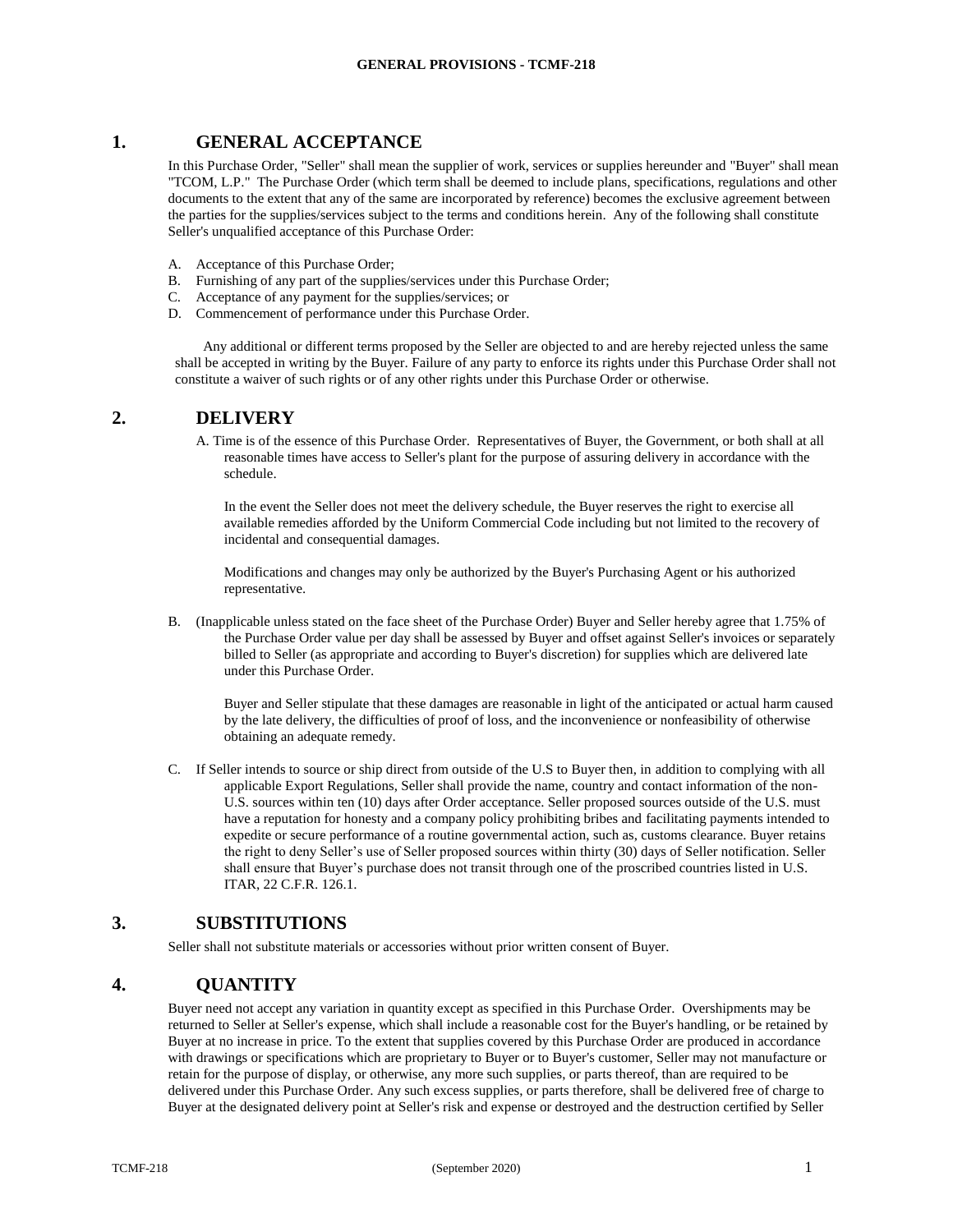# GENERAL PROVISIONS - TCMF-218

## 1. GENERAL ACCEPTANCE

In this Purchase Order, "Seller" shall mean the supplier of work, services or supplies hereunder and "Buyer" shall mean "TCOM, L.P." The Purchase Order (which term shall be deemed to include plans, specifications, regulations and other documents to the extent that any of the same are incorporated by reference) becomes the exclusive agreement between the parties for the supplies/services subject to the terms and conditions herein. Any of the following shall constitute Seller's unqualified acceptance of this Purchase Order:

A. Acceptance of this Purchase Order;
B. Furnishing of any part of the supplies/services under this Purchase Order;
C. Acceptance of any payment for the supplies/services; or
D. Commencement of performance under this Purchase Order.

Any additional or different terms proposed by the Seller are objected to and are hereby rejected unless the same shall be accepted in writing by the Buyer. Failure of any party to enforce its rights under this Purchase Order shall not constitute a waiver of such rights or of any other rights under this Purchase Order or otherwise.

## 2. DELIVERY

A. Time is of the essence of this Purchase Order. Representatives of Buyer, the Government, or both shall at all reasonable times have access to Seller's plant for the purpose of assuring delivery in accordance with the schedule.

In the event the Seller does not meet the delivery schedule, the Buyer reserves the right to exercise all available remedies afforded by the Uniform Commercial Code including but not limited to the recovery of incidental and consequential damages.

Modifications and changes may only be authorized by the Buyer's Purchasing Agent or his authorized representative.

B. (Inapplicable unless stated on the face sheet of the Purchase Order) Buyer and Seller hereby agree that 1.75% of the Purchase Order value per day shall be assessed by Buyer and offset against Seller's invoices or separately billed to Seller (as appropriate and according to Buyer's discretion) for supplies which are delivered late under this Purchase Order.

Buyer and Seller stipulate that these damages are reasonable in light of the anticipated or actual harm caused by the late delivery, the difficulties of proof of loss, and the inconvenience or nonfeasibility of otherwise obtaining an adequate remedy.

C. If Seller intends to source or ship direct from outside of the U.S to Buyer then, in addition to complying with all applicable Export Regulations, Seller shall provide the name, country and contact information of the non-U.S. sources within ten (10) days after Order acceptance. Seller proposed sources outside of the U.S. must have a reputation for honesty and a company policy prohibiting bribes and facilitating payments intended to expedite or secure performance of a routine governmental action, such as, customs clearance. Buyer retains the right to deny Seller's use of Seller proposed sources within thirty (30) days of Seller notification. Seller shall ensure that Buyer's purchase does not transit through one of the proscribed countries listed in U.S. ITAR, 22 C.F.R. 126.1.

## 3. SUBSTITUTIONS

Seller shall not substitute materials or accessories without prior written consent of Buyer.

## 4. QUANTITY

Buyer need not accept any variation in quantity except as specified in this Purchase Order. Overshipments may be returned to Seller at Seller's expense, which shall include a reasonable cost for the Buyer's handling, or be retained by Buyer at no increase in price. To the extent that supplies covered by this Purchase Order are produced in accordance with drawings or specifications which are proprietary to Buyer or to Buyer's customer, Seller may not manufacture or retain for the purpose of display, or otherwise, any more such supplies, or parts thereof, than are required to be delivered under this Purchase Order. Any such excess supplies, or parts therefore, shall be delivered free of charge to Buyer at the designated delivery point at Seller's risk and expense or destroyed and the destruction certified by Seller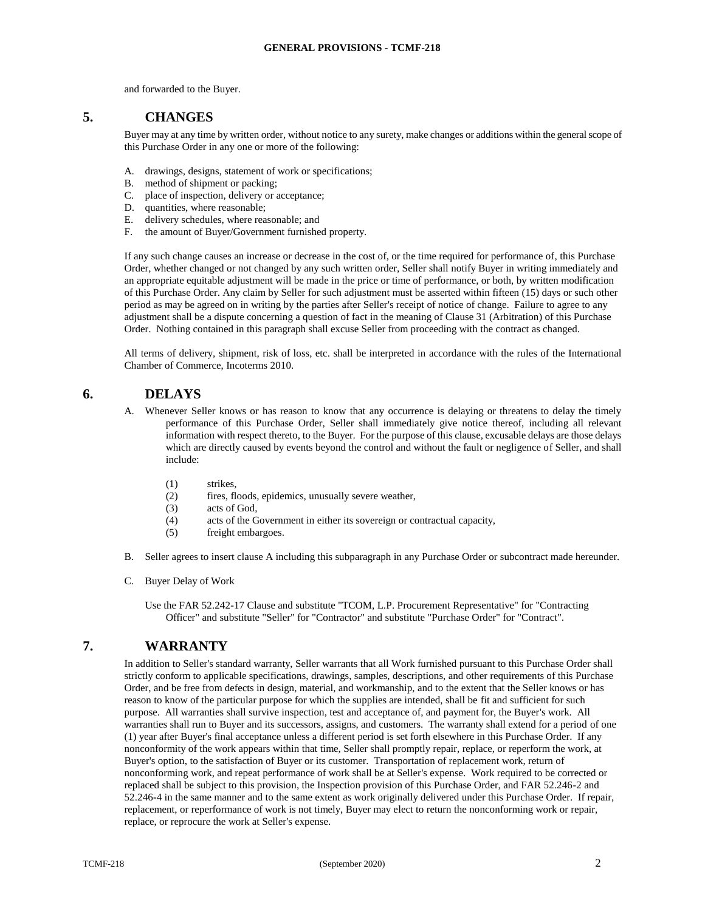and forwarded to the Buyer.

## 5. CHANGES

Buyer may at any time by written order, without notice to any surety, make changes or additions within the general scope of this Purchase Order in any one or more of the following:

A. drawings, designs, statement of work or specifications;
B. method of shipment or packing;
C. place of inspection, delivery or acceptance;
D. quantities, where reasonable;
E. delivery schedules, where reasonable; and
F. the amount of Buyer/Government furnished property.

If any such change causes an increase or decrease in the cost of, or the time required for performance of, this Purchase Order, whether changed or not changed by any such written order, Seller shall notify Buyer in writing immediately and an appropriate equitable adjustment will be made in the price or time of performance, or both, by written modification of this Purchase Order. Any claim by Seller for such adjustment must be asserted within fifteen (15) days or such other period as may be agreed on in writing by the parties after Seller's receipt of notice of change. Failure to agree to any adjustment shall be a dispute concerning a question of fact in the meaning of Clause 31 (Arbitration) of this Purchase Order. Nothing contained in this paragraph shall excuse Seller from proceeding with the contract as changed.

All terms of delivery, shipment, risk of loss, etc. shall be interpreted in accordance with the rules of the International Chamber of Commerce, Incoterms 2010.

## 6. DELAYS

A. Whenever Seller knows or has reason to know that any occurrence is delaying or threatens to delay the timely performance of this Purchase Order, Seller shall immediately give notice thereof, including all relevant information with respect thereto, to the Buyer. For the purpose of this clause, excusable delays are those delays which are directly caused by events beyond the control and without the fault or negligence of Seller, and shall include:

   (1) strikes,
   (2) fires, floods, epidemics, unusually severe weather,
   (3) acts of God,
   (4) acts of the Government in either its sovereign or contractual capacity,
   (5) freight embargoes.

B. Seller agrees to insert clause A including this subparagraph in any Purchase Order or subcontract made hereunder.

C. Buyer Delay of Work

   Use the FAR 52.242-17 Clause and substitute "TCOM, L.P. Procurement Representative" for "Contracting Officer" and substitute "Seller" for "Contractor" and substitute "Purchase Order" for "Contract".

## 7. WARRANTY

In addition to Seller's standard warranty, Seller warrants that all Work furnished pursuant to this Purchase Order shall strictly conform to applicable specifications, drawings, samples, descriptions, and other requirements of this Purchase Order, and be free from defects in design, material, and workmanship, and to the extent that the Seller knows or has reason to know of the particular purpose for which the supplies are intended, shall be fit and sufficient for such purpose. All warranties shall survive inspection, test and acceptance of, and payment for, the Buyer's work. All warranties shall run to Buyer and its successors, assigns, and customers. The warranty shall extend for a period of one (1) year after Buyer's final acceptance unless a different period is set forth elsewhere in this Purchase Order. If any nonconformity of the work appears within that time, Seller shall promptly repair, replace, or reperform the work, at Buyer's option, to the satisfaction of Buyer or its customer. Transportation of replacement work, return of nonconforming work, and repeat performance of work shall be at Seller's expense. Work required to be corrected or replaced shall be subject to this provision, the Inspection provision of this Purchase Order, and FAR 52.246-2 and 52.246-4 in the same manner and to the same extent as work originally delivered under this Purchase Order. If repair, replacement, or reperformance of work is not timely, Buyer may elect to return the nonconforming work or repair, replace, or reprocure the work at Seller's expense.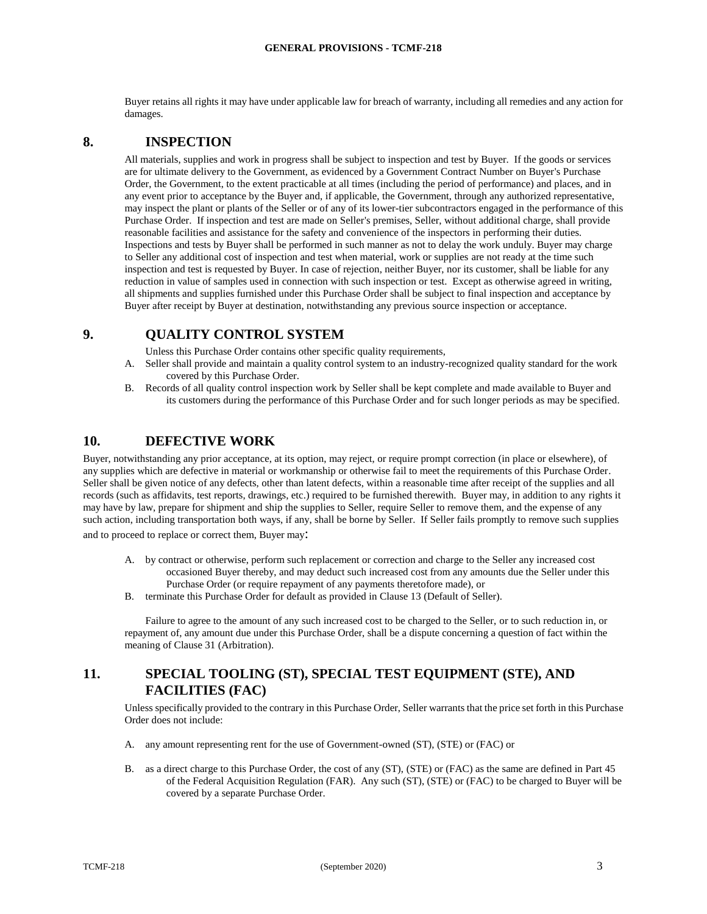Buyer retains all rights it may have under applicable law for breach of warranty, including all remedies and any action for damages.

## 8. INSPECTION

All materials, supplies and work in progress shall be subject to inspection and test by Buyer. If the goods or services are for ultimate delivery to the Government, as evidenced by a Government Contract Number on Buyer's Purchase Order, the Government, to the extent practicable at all times (including the period of performance) and places, and in any event prior to acceptance by the Buyer and, if applicable, the Government, through any authorized representative, may inspect the plant or plants of the Seller or of any of its lower-tier subcontractors engaged in the performance of this Purchase Order. If inspection and test are made on Seller's premises, Seller, without additional charge, shall provide reasonable facilities and assistance for the safety and convenience of the inspectors in performing their duties. Inspections and tests by Buyer shall be performed in such manner as not to delay the work unduly. Buyer may charge to Seller any additional cost of inspection and test when material, work or supplies are not ready at the time such inspection and test is requested by Buyer. In case of rejection, neither Buyer, nor its customer, shall be liable for any reduction in value of samples used in connection with such inspection or test. Except as otherwise agreed in writing, all shipments and supplies furnished under this Purchase Order shall be subject to final inspection and acceptance by Buyer after receipt by Buyer at destination, notwithstanding any previous source inspection or acceptance.

## 9. QUALITY CONTROL SYSTEM

Unless this Purchase Order contains other specific quality requirements,

A. Seller shall provide and maintain a quality control system to an industry-recognized quality standard for the work covered by this Purchase Order.

B. Records of all quality control inspection work by Seller shall be kept complete and made available to Buyer and its customers during the performance of this Purchase Order and for such longer periods as may be specified.

## 10. DEFECTIVE WORK

Buyer, notwithstanding any prior acceptance, at its option, may reject, or require prompt correction (in place or elsewhere), of any supplies which are defective in material or workmanship or otherwise fail to meet the requirements of this Purchase Order. Seller shall be given notice of any defects, other than latent defects, within a reasonable time after receipt of the supplies and all records (such as affidavits, test reports, drawings, etc.) required to be furnished therewith. Buyer may, in addition to any rights it may have by law, prepare for shipment and ship the supplies to Seller, require Seller to remove them, and the expense of any such action, including transportation both ways, if any, shall be borne by Seller. If Seller fails promptly to remove such supplies and to proceed to replace or correct them, Buyer may:

A. by contract or otherwise, perform such replacement or correction and charge to the Seller any increased cost occasioned Buyer thereby, and may deduct such increased cost from any amounts due the Seller under this Purchase Order (or require repayment of any payments theretofore made), or

B. terminate this Purchase Order for default as provided in Clause 13 (Default of Seller).

Failure to agree to the amount of any such increased cost to be charged to the Seller, or to such reduction in, or repayment of, any amount due under this Purchase Order, shall be a dispute concerning a question of fact within the meaning of Clause 31 (Arbitration).

## 11. SPECIAL TOOLING (ST), SPECIAL TEST EQUIPMENT (STE), AND FACILITIES (FAC)

Unless specifically provided to the contrary in this Purchase Order, Seller warrants that the price set forth in this Purchase Order does not include:

A. any amount representing rent for the use of Government-owned (ST), (STE) or (FAC) or

B. as a direct charge to this Purchase Order, the cost of any (ST), (STE) or (FAC) as the same are defined in Part 45 of the Federal Acquisition Regulation (FAR). Any such (ST), (STE) or (FAC) to be charged to Buyer will be covered by a separate Purchase Order.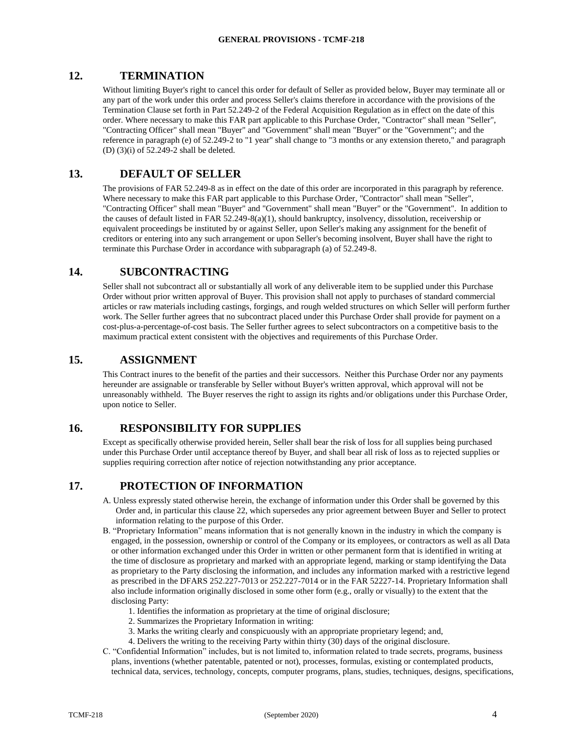## 12. TERMINATION

Without limiting Buyer's right to cancel this order for default of Seller as provided below, Buyer may terminate all or any part of the work under this order and process Seller's claims therefore in accordance with the provisions of the Termination Clause set forth in Part 52.249-2 of the Federal Acquisition Regulation as in effect on the date of this order. Where necessary to make this FAR part applicable to this Purchase Order, "Contractor" shall mean "Seller", "Contracting Officer" shall mean "Buyer" and "Government" shall mean "Buyer" or the "Government"; and the reference in paragraph (e) of 52.249-2 to "1 year" shall change to "3 months or any extension thereto," and paragraph (D) (3)(i) of 52.249-2 shall be deleted.

## 13. DEFAULT OF SELLER

The provisions of FAR 52.249-8 as in effect on the date of this order are incorporated in this paragraph by reference. Where necessary to make this FAR part applicable to this Purchase Order, "Contractor" shall mean "Seller", "Contracting Officer" shall mean "Buyer" and "Government" shall mean "Buyer" or the "Government". In addition to the causes of default listed in FAR 52.249-8(a)(1), should bankruptcy, insolvency, dissolution, receivership or equivalent proceedings be instituted by or against Seller, upon Seller's making any assignment for the benefit of creditors or entering into any such arrangement or upon Seller's becoming insolvent, Buyer shall have the right to terminate this Purchase Order in accordance with subparagraph (a) of 52.249-8.

## 14. SUBCONTRACTING

Seller shall not subcontract all or substantially all work of any deliverable item to be supplied under this Purchase Order without prior written approval of Buyer. This provision shall not apply to purchases of standard commercial articles or raw materials including castings, forgings, and rough welded structures on which Seller will perform further work. The Seller further agrees that no subcontract placed under this Purchase Order shall provide for payment on a cost-plus-a-percentage-of-cost basis. The Seller further agrees to select subcontractors on a competitive basis to the maximum practical extent consistent with the objectives and requirements of this Purchase Order.

## 15. ASSIGNMENT

This Contract inures to the benefit of the parties and their successors. Neither this Purchase Order nor any payments hereunder are assignable or transferable by Seller without Buyer's written approval, which approval will not be unreasonably withheld. The Buyer reserves the right to assign its rights and/or obligations under this Purchase Order, upon notice to Seller.

## 16. RESPONSIBILITY FOR SUPPLIES

Except as specifically otherwise provided herein, Seller shall bear the risk of loss for all supplies being purchased under this Purchase Order until acceptance thereof by Buyer, and shall bear all risk of loss as to rejected supplies or supplies requiring correction after notice of rejection notwithstanding any prior acceptance.

## 17. PROTECTION OF INFORMATION

A. Unless expressly stated otherwise herein, the exchange of information under this Order shall be governed by this Order and, in particular this clause 22, which supersedes any prior agreement between Buyer and Seller to protect information relating to the purpose of this Order.

B. "Proprietary Information" means information that is not generally known in the industry in which the company is engaged, in the possession, ownership or control of the Company or its employees, or contractors as well as all Data or other information exchanged under this Order in written or other permanent form that is identified in writing at the time of disclosure as proprietary and marked with an appropriate legend, marking or stamp identifying the Data as proprietary to the Party disclosing the information, and includes any information marked with a restrictive legend as prescribed in the DFARS 252.227-7013 or 252.227-7014 or in the FAR 52227-14. Proprietary Information shall also include information originally disclosed in some other form (e.g., orally or visually) to the extent that the disclosing Party:

1. Identifies the information as proprietary at the time of original disclosure;
2. Summarizes the Proprietary Information in writing:
3. Marks the writing clearly and conspicuously with an appropriate proprietary legend; and,
4. Delivers the writing to the receiving Party within thirty (30) days of the original disclosure.

C. "Confidential Information" includes, but is not limited to, information related to trade secrets, programs, business plans, inventions (whether patentable, patented or not), processes, formulas, existing or contemplated products, technical data, services, technology, concepts, computer programs, plans, studies, techniques, designs, specifications,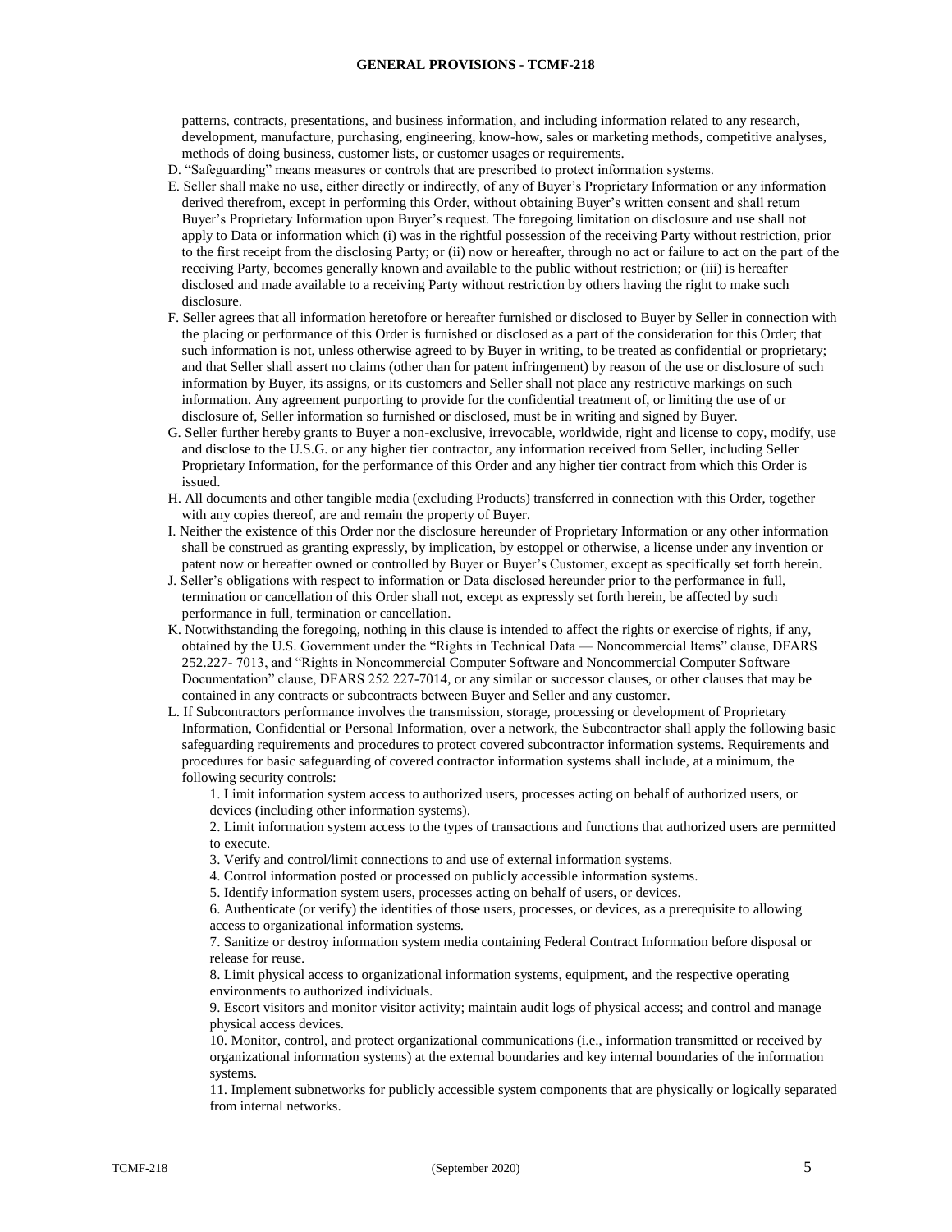patterns, contracts, presentations, and business information, and including information related to any research, development, manufacture, purchasing, engineering, know-how, sales or marketing methods, competitive analyses, methods of doing business, customer lists, or customer usages or requirements.

D. "Safeguarding" means measures or controls that are prescribed to protect information systems.

E. Seller shall make no use, either directly or indirectly, of any of Buyer's Proprietary Information or any information derived therefrom, except in performing this Order, without obtaining Buyer's written consent and shall retum Buyer's Proprietary Information upon Buyer's request. The foregoing limitation on disclosure and use shall not apply to Data or information which (i) was in the rightful possession of the receiving Party without restriction, prior to the first receipt from the disclosing Party; or (ii) now or hereafter, through no act or failure to act on the part of the receiving Party, becomes generally known and available to the public without restriction; or (iii) is hereafter disclosed and made available to a receiving Party without restriction by others having the right to make such disclosure.

F. Seller agrees that all information heretofore or hereafter furnished or disclosed to Buyer by Seller in connection with the placing or performance of this Order is furnished or disclosed as a part of the consideration for this Order; that such information is not, unless otherwise agreed to by Buyer in writing, to be treated as confidential or proprietary; and that Seller shall assert no claims (other than for patent infringement) by reason of the use or disclosure of such information by Buyer, its assigns, or its customers and Seller shall not place any restrictive markings on such information. Any agreement purporting to provide for the confidential treatment of, or limiting the use of or disclosure of, Seller information so furnished or disclosed, must be in writing and signed by Buyer.

G. Seller further hereby grants to Buyer a non-exclusive, irrevocable, worldwide, right and license to copy, modify, use and disclose to the U.S.G. or any higher tier contractor, any information received from Seller, including Seller Proprietary Information, for the performance of this Order and any higher tier contract from which this Order is issued.

H. All documents and other tangible media (excluding Products) transferred in connection with this Order, together with any copies thereof, are and remain the property of Buyer.

I. Neither the existence of this Order nor the disclosure hereunder of Proprietary Information or any other information shall be construed as granting expressly, by implication, by estoppel or otherwise, a license under any invention or patent now or hereafter owned or controlled by Buyer or Buyer's Customer, except as specifically set forth herein.

J. Seller's obligations with respect to information or Data disclosed hereunder prior to the performance in full, termination or cancellation of this Order shall not, except as expressly set forth herein, be affected by such performance in full, termination or cancellation.

K. Notwithstanding the foregoing, nothing in this clause is intended to affect the rights or exercise of rights, if any, obtained by the U.S. Government under the "Rights in Technical Data — Noncommercial Items" clause, DFARS 252.227- 7013, and "Rights in Noncommercial Computer Software and Noncommercial Computer Software Documentation" clause, DFARS 252 227-7014, or any similar or successor clauses, or other clauses that may be contained in any contracts or subcontracts between Buyer and Seller and any customer.

L. If Subcontractors performance involves the transmission, storage, processing or development of Proprietary Information, Confidential or Personal Information, over a network, the Subcontractor shall apply the following basic safeguarding requirements and procedures to protect covered subcontractor information systems. Requirements and procedures for basic safeguarding of covered contractor information systems shall include, at a minimum, the following security controls:

1. Limit information system access to authorized users, processes acting on behalf of authorized users, or devices (including other information systems).
2. Limit information system access to the types of transactions and functions that authorized users are permitted to execute.
3. Verify and control/limit connections to and use of external information systems.
4. Control information posted or processed on publicly accessible information systems.
5. Identify information system users, processes acting on behalf of users, or devices.
6. Authenticate (or verify) the identities of those users, processes, or devices, as a prerequisite to allowing access to organizational information systems.
7. Sanitize or destroy information system media containing Federal Contract Information before disposal or release for reuse.
8. Limit physical access to organizational information systems, equipment, and the respective operating environments to authorized individuals.
9. Escort visitors and monitor visitor activity; maintain audit logs of physical access; and control and manage physical access devices.
10. Monitor, control, and protect organizational communications (i.e., information transmitted or received by organizational information systems) at the external boundaries and key internal boundaries of the information systems.
11. Implement subnetworks for publicly accessible system components that are physically or logically separated from internal networks.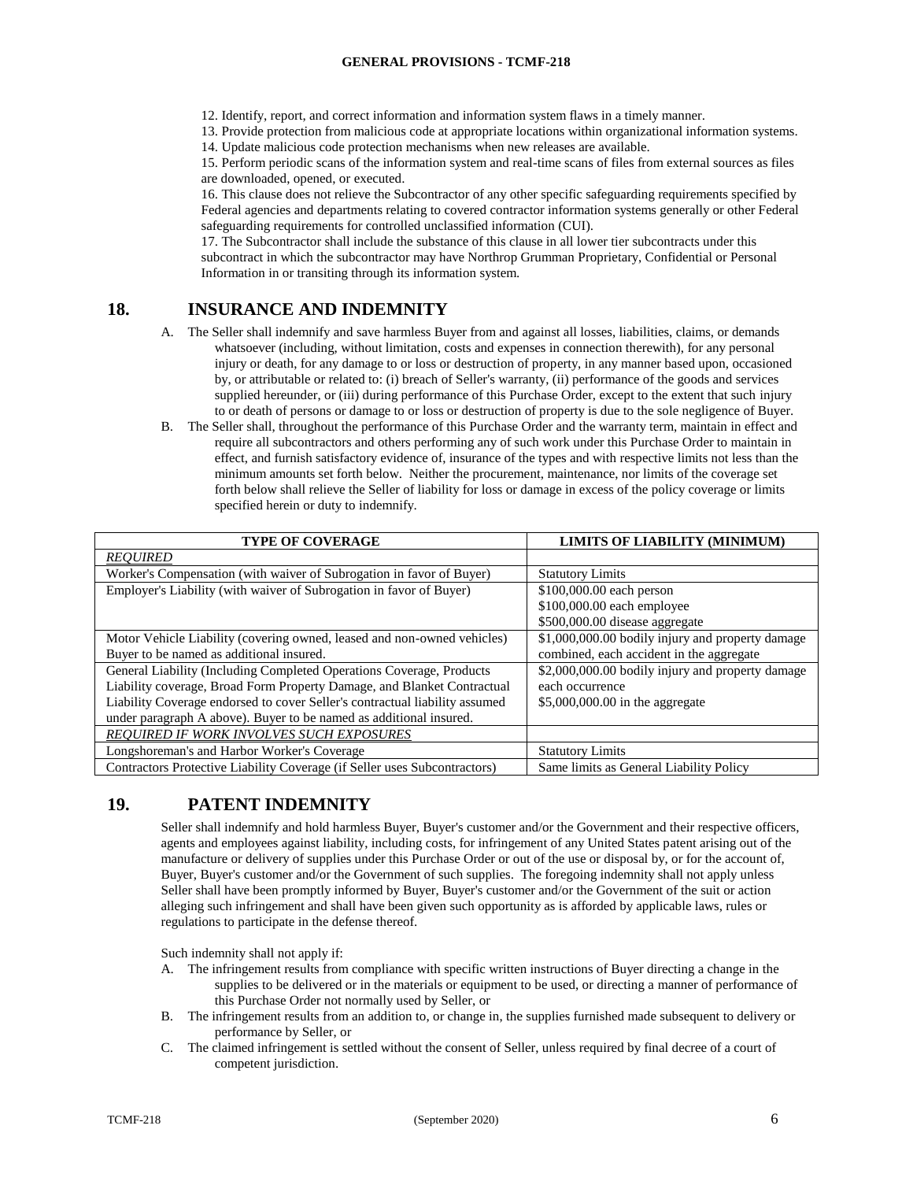12. Identify, report, and correct information and information system flaws in a timely manner.
13. Provide protection from malicious code at appropriate locations within organizational information systems.
14. Update malicious code protection mechanisms when new releases are available.
15. Perform periodic scans of the information system and real-time scans of files from external sources as files are downloaded, opened, or executed.
16. This clause does not relieve the Subcontractor of any other specific safeguarding requirements specified by Federal agencies and departments relating to covered contractor information systems generally or other Federal safeguarding requirements for controlled unclassified information (CUI).
17. The Subcontractor shall include the substance of this clause in all lower tier subcontracts under this subcontract in which the subcontractor may have Northrop Grumman Proprietary, Confidential or Personal Information in or transiting through its information system.

## 18. INSURANCE AND INDEMNITY

A. The Seller shall indemnify and save harmless Buyer from and against all losses, liabilities, claims, or demands whatsoever (including, without limitation, costs and expenses in connection therewith), for any personal injury or death, for any damage to or loss or destruction of property, in any manner based upon, occasioned by, or attributable or related to: (i) breach of Seller's warranty, (ii) performance of the goods and services supplied hereunder, or (iii) during performance of this Purchase Order, except to the extent that such injury to or death of persons or damage to or loss or destruction of property is due to the sole negligence of Buyer.

B. The Seller shall, throughout the performance of this Purchase Order and the warranty term, maintain in effect and require all subcontractors and others performing any of such work under this Purchase Order to maintain in effect, and furnish satisfactory evidence of, insurance of the types and with respective limits not less than the minimum amounts set forth below. Neither the procurement, maintenance, nor limits of the coverage set forth below shall relieve the Seller of liability for loss or damage in excess of the policy coverage or limits specified herein or duty to indemnify.

| TYPE OF COVERAGE | LIMITS OF LIABILITY (MINIMUM) |
|---|---|
| *REQUIRED* | |
| Worker's Compensation (with waiver of Subrogation in favor of Buyer) | Statutory Limits |
| Employer's Liability (with waiver of Subrogation in favor of Buyer) | \$100,000.00 each person<br>\$100,000.00 each employee<br>\$500,000.00 disease aggregate |
| Motor Vehicle Liability (covering owned, leased and non-owned vehicles) Buyer to be named as additional insured. | \$1,000,000.00 bodily injury and property damage combined, each accident in the aggregate |
| General Liability (Including Completed Operations Coverage, Products Liability coverage, Broad Form Property Damage, and Blanket Contractual Liability Coverage endorsed to cover Seller's contractual liability assumed under paragraph A above). Buyer to be named as additional insured. | \$2,000,000.00 bodily injury and property damage each occurrence<br>\$5,000,000.00 in the aggregate |
| *REQUIRED IF WORK INVOLVES SUCH EXPOSURES* | |
| Longshoreman's and Harbor Worker's Coverage | Statutory Limits |
| Contractors Protective Liability Coverage (if Seller uses Subcontractors) | Same limits as General Liability Policy |

## 19. PATENT INDEMNITY

Seller shall indemnify and hold harmless Buyer, Buyer's customer and/or the Government and their respective officers, agents and employees against liability, including costs, for infringement of any United States patent arising out of the manufacture or delivery of supplies under this Purchase Order or out of the use or disposal by, or for the account of, Buyer, Buyer's customer and/or the Government of such supplies. The foregoing indemnity shall not apply unless Seller shall have been promptly informed by Buyer, Buyer's customer and/or the Government of the suit or action alleging such infringement and shall have been given such opportunity as is afforded by applicable laws, rules or regulations to participate in the defense thereof.

Such indemnity shall not apply if:

A. The infringement results from compliance with specific written instructions of Buyer directing a change in the supplies to be delivered or in the materials or equipment to be used, or directing a manner of performance of this Purchase Order not normally used by Seller, or

B. The infringement results from an addition to, or change in, the supplies furnished made subsequent to delivery or performance by Seller, or

C. The claimed infringement is settled without the consent of Seller, unless required by final decree of a court of competent jurisdiction.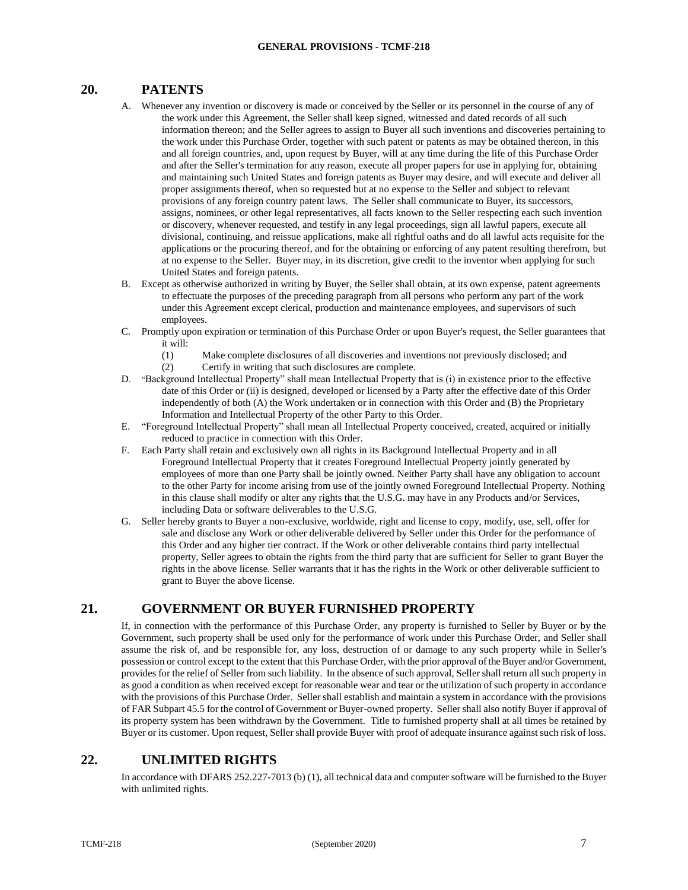## 20. PATENTS

A. Whenever any invention or discovery is made or conceived by the Seller or its personnel in the course of any of the work under this Agreement, the Seller shall keep signed, witnessed and dated records of all such information thereon; and the Seller agrees to assign to Buyer all such inventions and discoveries pertaining to the work under this Purchase Order, together with such patent or patents as may be obtained thereon, in this and all foreign countries, and, upon request by Buyer, will at any time during the life of this Purchase Order and after the Seller's termination for any reason, execute all proper papers for use in applying for, obtaining and maintaining such United States and foreign patents as Buyer may desire, and will execute and deliver all proper assignments thereof, when so requested but at no expense to the Seller and subject to relevant provisions of any foreign country patent laws. The Seller shall communicate to Buyer, its successors, assigns, nominees, or other legal representatives, all facts known to the Seller respecting each such invention or discovery, whenever requested, and testify in any legal proceedings, sign all lawful papers, execute all divisional, continuing, and reissue applications, make all rightful oaths and do all lawful acts requisite for the applications or the procuring thereof, and for the obtaining or enforcing of any patent resulting therefrom, but at no expense to the Seller. Buyer may, in its discretion, give credit to the inventor when applying for such United States and foreign patents.

B. Except as otherwise authorized in writing by Buyer, the Seller shall obtain, at its own expense, patent agreements to effectuate the purposes of the preceding paragraph from all persons who perform any part of the work under this Agreement except clerical, production and maintenance employees, and supervisors of such employees.

C. Promptly upon expiration or termination of this Purchase Order or upon Buyer's request, the Seller guarantees that it will:
   (1) Make complete disclosures of all discoveries and inventions not previously disclosed; and
   (2) Certify in writing that such disclosures are complete.

D. "Background Intellectual Property" shall mean Intellectual Property that is (i) in existence prior to the effective date of this Order or (ii) is designed, developed or licensed by a Party after the effective date of this Order independently of both (A) the Work undertaken or in connection with this Order and (B) the Proprietary Information and Intellectual Property of the other Party to this Order.

E. "Foreground Intellectual Property" shall mean all Intellectual Property conceived, created, acquired or initially reduced to practice in connection with this Order.

F. Each Party shall retain and exclusively own all rights in its Background Intellectual Property and in all Foreground Intellectual Property that it creates Foreground Intellectual Property jointly generated by employees of more than one Party shall be jointly owned. Neither Party shall have any obligation to account to the other Party for income arising from use of the jointly owned Foreground Intellectual Property. Nothing in this clause shall modify or alter any rights that the U.S.G. may have in any Products and/or Services, including Data or software deliverables to the U.S.G.

G. Seller hereby grants to Buyer a non-exclusive, worldwide, right and license to copy, modify, use, sell, offer for sale and disclose any Work or other deliverable delivered by Seller under this Order for the performance of this Order and any higher tier contract. If the Work or other deliverable contains third party intellectual property, Seller agrees to obtain the rights from the third party that are sufficient for Seller to grant Buyer the rights in the above license. Seller warrants that it has the rights in the Work or other deliverable sufficient to grant to Buyer the above license.

## 21. GOVERNMENT OR BUYER FURNISHED PROPERTY

If, in connection with the performance of this Purchase Order, any property is furnished to Seller by Buyer or by the Government, such property shall be used only for the performance of work under this Purchase Order, and Seller shall assume the risk of, and be responsible for, any loss, destruction of or damage to any such property while in Seller's possession or control except to the extent that this Purchase Order, with the prior approval of the Buyer and/or Government, provides for the relief of Seller from such liability. In the absence of such approval, Seller shall return all such property in as good a condition as when received except for reasonable wear and tear or the utilization of such property in accordance with the provisions of this Purchase Order. Seller shall establish and maintain a system in accordance with the provisions of FAR Subpart 45.5 for the control of Government or Buyer-owned property. Seller shall also notify Buyer if approval of its property system has been withdrawn by the Government. Title to furnished property shall at all times be retained by Buyer or its customer. Upon request, Seller shall provide Buyer with proof of adequate insurance against such risk of loss.

## 22. UNLIMITED RIGHTS

In accordance with DFARS 252.227-7013 (b) (1), all technical data and computer software will be furnished to the Buyer with unlimited rights.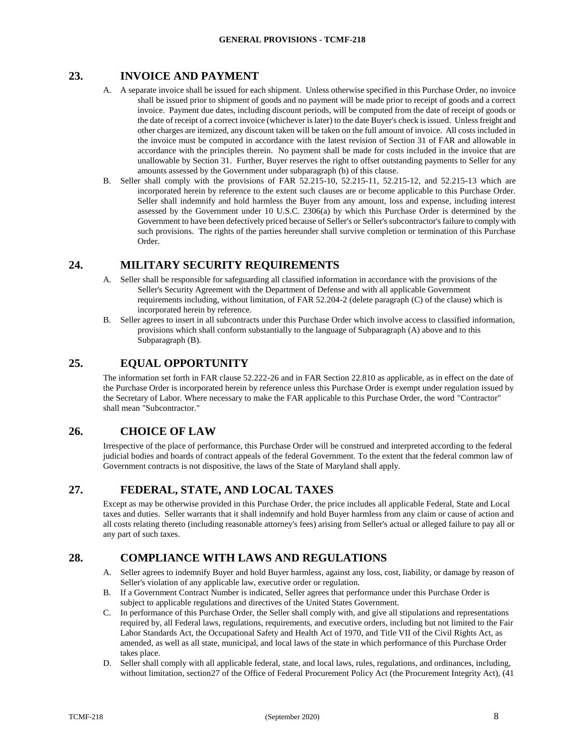## 23. INVOICE AND PAYMENT

A. A separate invoice shall be issued for each shipment. Unless otherwise specified in this Purchase Order, no invoice shall be issued prior to shipment of goods and no payment will be made prior to receipt of goods and a correct invoice. Payment due dates, including discount periods, will be computed from the date of receipt of goods or the date of receipt of a correct invoice (whichever is later) to the date Buyer's check is issued. Unless freight and other charges are itemized, any discount taken will be taken on the full amount of invoice. All costs included in the invoice must be computed in accordance with the latest revision of Section 31 of FAR and allowable in accordance with the principles therein. No payment shall be made for costs included in the invoice that are unallowable by Section 31. Further, Buyer reserves the right to offset outstanding payments to Seller for any amounts assessed by the Government under subparagraph (b) of this clause.

B. Seller shall comply with the provisions of FAR 52.215-10, 52.215-11, 52.215-12, and 52.215-13 which are incorporated herein by reference to the extent such clauses are or become applicable to this Purchase Order. Seller shall indemnify and hold harmless the Buyer from any amount, loss and expense, including interest assessed by the Government under 10 U.S.C. 2306(a) by which this Purchase Order is determined by the Government to have been defectively priced because of Seller's or Seller's subcontractor's failure to comply with such provisions. The rights of the parties hereunder shall survive completion or termination of this Purchase Order.

## 24. MILITARY SECURITY REQUIREMENTS

A. Seller shall be responsible for safeguarding all classified information in accordance with the provisions of the Seller's Security Agreement with the Department of Defense and with all applicable Government requirements including, without limitation, of FAR 52.204-2 (delete paragraph (C) of the clause) which is incorporated herein by reference.

B. Seller agrees to insert in all subcontracts under this Purchase Order which involve access to classified information, provisions which shall conform substantially to the language of Subparagraph (A) above and to this Subparagraph (B).

## 25. EQUAL OPPORTUNITY

The information set forth in FAR clause 52.222-26 and in FAR Section 22.810 as applicable, as in effect on the date of the Purchase Order is incorporated herein by reference unless this Purchase Order is exempt under regulation issued by the Secretary of Labor. Where necessary to make the FAR applicable to this Purchase Order, the word "Contractor" shall mean "Subcontractor."

## 26. CHOICE OF LAW

Irrespective of the place of performance, this Purchase Order will be construed and interpreted according to the federal judicial bodies and boards of contract appeals of the federal Government. To the extent that the federal common law of Government contracts is not dispositive, the laws of the State of Maryland shall apply.

## 27. FEDERAL, STATE, AND LOCAL TAXES

Except as may be otherwise provided in this Purchase Order, the price includes all applicable Federal, State and Local taxes and duties. Seller warrants that it shall indemnify and hold Buyer harmless from any claim or cause of action and all costs relating thereto (including reasonable attorney's fees) arising from Seller's actual or alleged failure to pay all or any part of such taxes.

## 28. COMPLIANCE WITH LAWS AND REGULATIONS

A. Seller agrees to indemnify Buyer and hold Buyer harmless, against any loss, cost, liability, or damage by reason of Seller's violation of any applicable law, executive order or regulation.

B. If a Government Contract Number is indicated, Seller agrees that performance under this Purchase Order is subject to applicable regulations and directives of the United States Government.

C. In performance of this Purchase Order, the Seller shall comply with, and give all stipulations and representations required by, all Federal laws, regulations, requirements, and executive orders, including but not limited to the Fair Labor Standards Act, the Occupational Safety and Health Act of 1970, and Title VII of the Civil Rights Act, as amended, as well as all state, municipal, and local laws of the state in which performance of this Purchase Order takes place.

D. Seller shall comply with all applicable federal, state, and local laws, rules, regulations, and ordinances, including, without limitation, section27 of the Office of Federal Procurement Policy Act (the Procurement Integrity Act), (41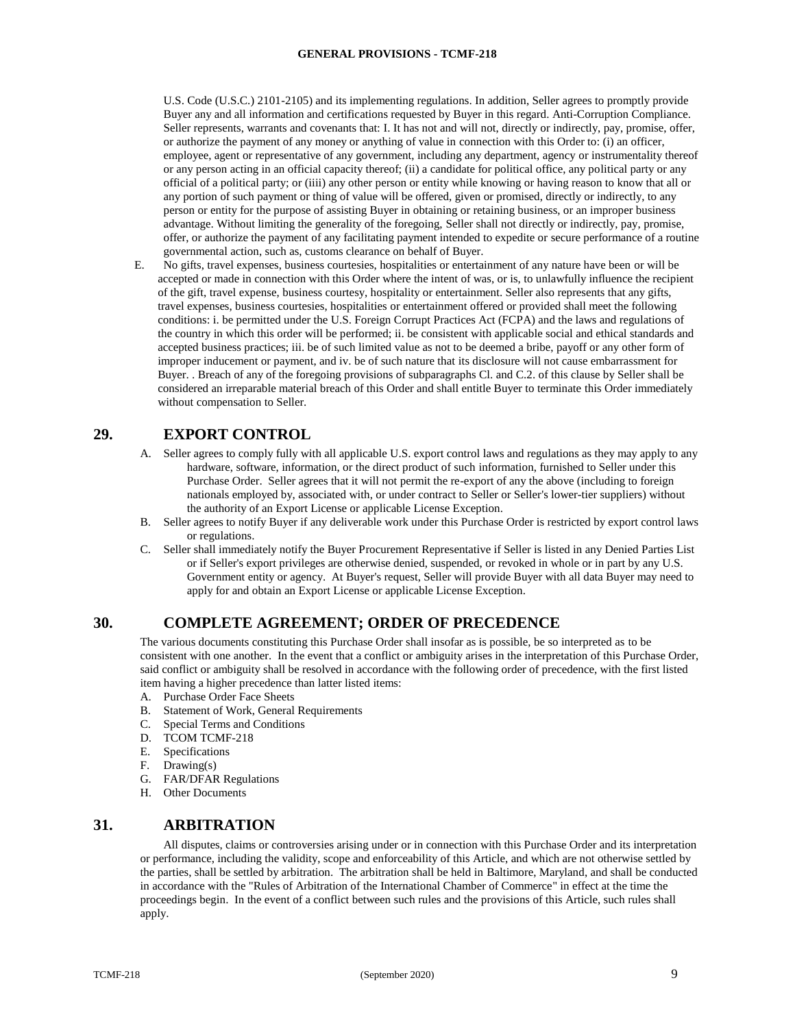U.S. Code (U.S.C.) 2101-2105) and its implementing regulations. In addition, Seller agrees to promptly provide Buyer any and all information and certifications requested by Buyer in this regard. Anti-Corruption Compliance. Seller represents, warrants and covenants that: I. It has not and will not, directly or indirectly, pay, promise, offer, or authorize the payment of any money or anything of value in connection with this Order to: (i) an officer, employee, agent or representative of any government, including any department, agency or instrumentality thereof or any person acting in an official capacity thereof; (ii) a candidate for political office, any political party or any official of a political party; or (iiii) any other person or entity while knowing or having reason to know that all or any portion of such payment or thing of value will be offered, given or promised, directly or indirectly, to any person or entity for the purpose of assisting Buyer in obtaining or retaining business, or an improper business advantage. Without limiting the generality of the foregoing, Seller shall not directly or indirectly, pay, promise, offer, or authorize the payment of any facilitating payment intended to expedite or secure performance of a routine governmental action, such as, customs clearance on behalf of Buyer.

E. No gifts, travel expenses, business courtesies, hospitalities or entertainment of any nature have been or will be accepted or made in connection with this Order where the intent of was, or is, to unlawfully influence the recipient of the gift, travel expense, business courtesy, hospitality or entertainment. Seller also represents that any gifts, travel expenses, business courtesies, hospitalities or entertainment offered or provided shall meet the following conditions: i. be permitted under the U.S. Foreign Corrupt Practices Act (FCPA) and the laws and regulations of the country in which this order will be performed; ii. be consistent with applicable social and ethical standards and accepted business practices; iii. be of such limited value as not to be deemed a bribe, payoff or any other form of improper inducement or payment, and iv. be of such nature that its disclosure will not cause embarrassment for Buyer. . Breach of any of the foregoing provisions of subparagraphs Cl. and C.2. of this clause by Seller shall be considered an irreparable material breach of this Order and shall entitle Buyer to terminate this Order immediately without compensation to Seller.

## 29. EXPORT CONTROL

A. Seller agrees to comply fully with all applicable U.S. export control laws and regulations as they may apply to any hardware, software, information, or the direct product of such information, furnished to Seller under this Purchase Order. Seller agrees that it will not permit the re-export of any the above (including to foreign nationals employed by, associated with, or under contract to Seller or Seller's lower-tier suppliers) without the authority of an Export License or applicable License Exception.

B. Seller agrees to notify Buyer if any deliverable work under this Purchase Order is restricted by export control laws or regulations.

C. Seller shall immediately notify the Buyer Procurement Representative if Seller is listed in any Denied Parties List or if Seller's export privileges are otherwise denied, suspended, or revoked in whole or in part by any U.S. Government entity or agency. At Buyer's request, Seller will provide Buyer with all data Buyer may need to apply for and obtain an Export License or applicable License Exception.

## 30. COMPLETE AGREEMENT; ORDER OF PRECEDENCE

The various documents constituting this Purchase Order shall insofar as is possible, be so interpreted as to be consistent with one another. In the event that a conflict or ambiguity arises in the interpretation of this Purchase Order, said conflict or ambiguity shall be resolved in accordance with the following order of precedence, with the first listed item having a higher precedence than latter listed items:

A. Purchase Order Face Sheets
B. Statement of Work, General Requirements
C. Special Terms and Conditions
D. TCOM TCMF-218
E. Specifications
F. Drawing(s)
G. FAR/DFAR Regulations
H. Other Documents

## 31. ARBITRATION

All disputes, claims or controversies arising under or in connection with this Purchase Order and its interpretation or performance, including the validity, scope and enforceability of this Article, and which are not otherwise settled by the parties, shall be settled by arbitration. The arbitration shall be held in Baltimore, Maryland, and shall be conducted in accordance with the "Rules of Arbitration of the International Chamber of Commerce" in effect at the time the proceedings begin. In the event of a conflict between such rules and the provisions of this Article, such rules shall apply.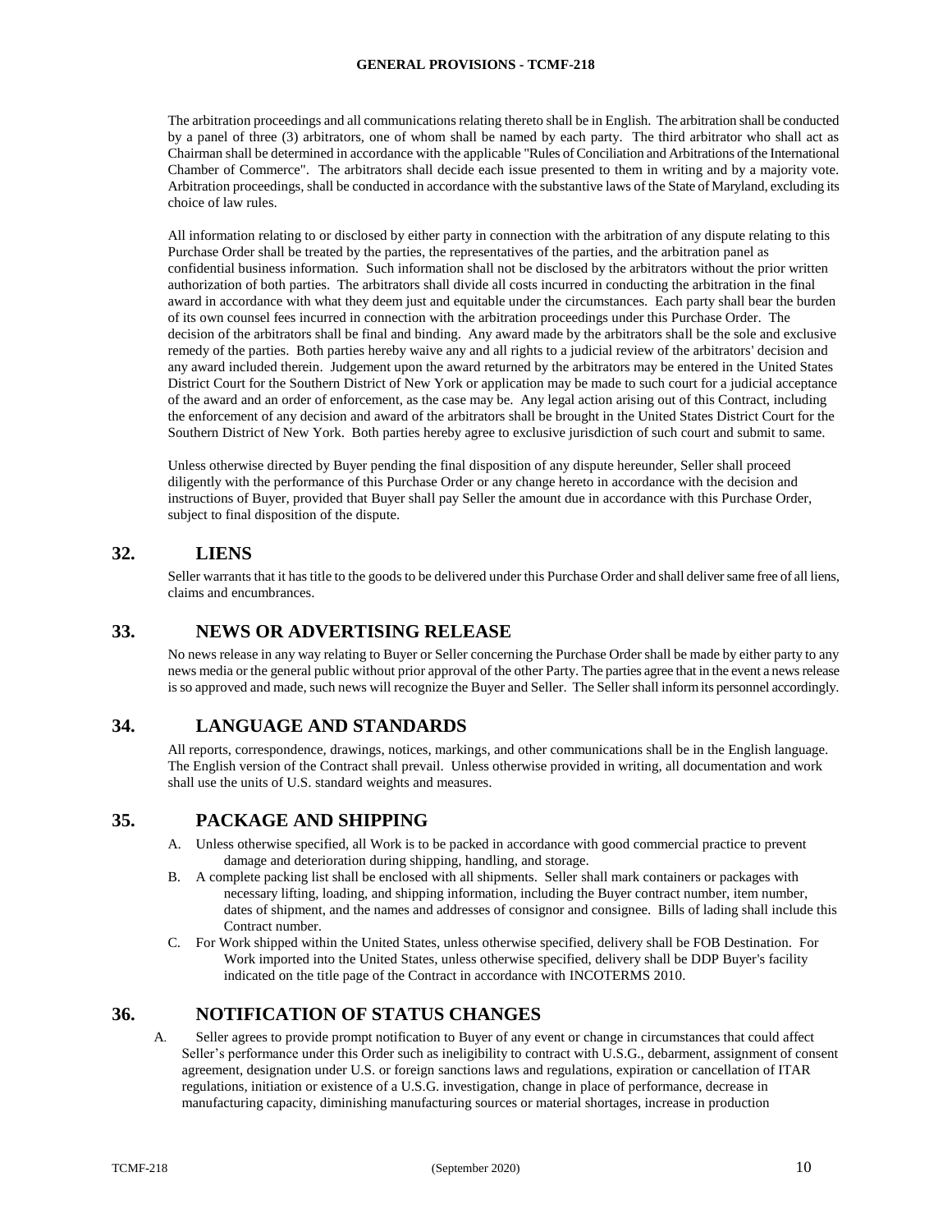The arbitration proceedings and all communications relating thereto shall be in English. The arbitration shall be conducted by a panel of three (3) arbitrators, one of whom shall be named by each party. The third arbitrator who shall act as Chairman shall be determined in accordance with the applicable "Rules of Conciliation and Arbitrations of the International Chamber of Commerce". The arbitrators shall decide each issue presented to them in writing and by a majority vote. Arbitration proceedings, shall be conducted in accordance with the substantive laws of the State of Maryland, excluding its choice of law rules.

All information relating to or disclosed by either party in connection with the arbitration of any dispute relating to this Purchase Order shall be treated by the parties, the representatives of the parties, and the arbitration panel as confidential business information. Such information shall not be disclosed by the arbitrators without the prior written authorization of both parties. The arbitrators shall divide all costs incurred in conducting the arbitration in the final award in accordance with what they deem just and equitable under the circumstances. Each party shall bear the burden of its own counsel fees incurred in connection with the arbitration proceedings under this Purchase Order. The decision of the arbitrators shall be final and binding. Any award made by the arbitrators shall be the sole and exclusive remedy of the parties. Both parties hereby waive any and all rights to a judicial review of the arbitrators' decision and any award included therein. Judgement upon the award returned by the arbitrators may be entered in the United States District Court for the Southern District of New York or application may be made to such court for a judicial acceptance of the award and an order of enforcement, as the case may be. Any legal action arising out of this Contract, including the enforcement of any decision and award of the arbitrators shall be brought in the United States District Court for the Southern District of New York. Both parties hereby agree to exclusive jurisdiction of such court and submit to same.

Unless otherwise directed by Buyer pending the final disposition of any dispute hereunder, Seller shall proceed diligently with the performance of this Purchase Order or any change hereto in accordance with the decision and instructions of Buyer, provided that Buyer shall pay Seller the amount due in accordance with this Purchase Order, subject to final disposition of the dispute.

## 32. LIENS

Seller warrants that it has title to the goods to be delivered under this Purchase Order and shall deliver same free of all liens, claims and encumbrances.

## 33. NEWS OR ADVERTISING RELEASE

No news release in any way relating to Buyer or Seller concerning the Purchase Order shall be made by either party to any news media or the general public without prior approval of the other Party. The parties agree that in the event a news release is so approved and made, such news will recognize the Buyer and Seller. The Seller shall inform its personnel accordingly.

## 34. LANGUAGE AND STANDARDS

All reports, correspondence, drawings, notices, markings, and other communications shall be in the English language. The English version of the Contract shall prevail. Unless otherwise provided in writing, all documentation and work shall use the units of U.S. standard weights and measures.

## 35. PACKAGE AND SHIPPING

A. Unless otherwise specified, all Work is to be packed in accordance with good commercial practice to prevent damage and deterioration during shipping, handling, and storage.

B. A complete packing list shall be enclosed with all shipments. Seller shall mark containers or packages with necessary lifting, loading, and shipping information, including the Buyer contract number, item number, dates of shipment, and the names and addresses of consignor and consignee. Bills of lading shall include this Contract number.

C. For Work shipped within the United States, unless otherwise specified, delivery shall be FOB Destination. For Work imported into the United States, unless otherwise specified, delivery shall be DDP Buyer's facility indicated on the title page of the Contract in accordance with INCOTERMS 2010.

## 36. NOTIFICATION OF STATUS CHANGES

A. Seller agrees to provide prompt notification to Buyer of any event or change in circumstances that could affect Seller's performance under this Order such as ineligibility to contract with U.S.G., debarment, assignment of consent agreement, designation under U.S. or foreign sanctions laws and regulations, expiration or cancellation of ITAR regulations, initiation or existence of a U.S.G. investigation, change in place of performance, decrease in manufacturing capacity, diminishing manufacturing sources or material shortages, increase in production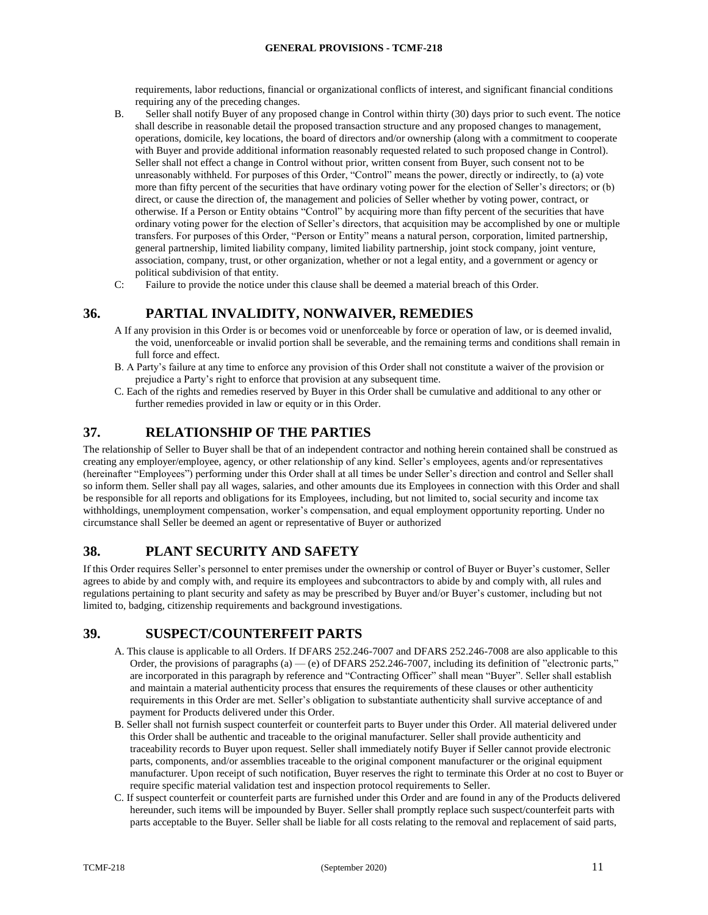requirements, labor reductions, financial or organizational conflicts of interest, and significant financial conditions requiring any of the preceding changes.

B. Seller shall notify Buyer of any proposed change in Control within thirty (30) days prior to such event. The notice shall describe in reasonable detail the proposed transaction structure and any proposed changes to management, operations, domicile, key locations, the board of directors and/or ownership (along with a commitment to cooperate with Buyer and provide additional information reasonably requested related to such proposed change in Control). Seller shall not effect a change in Control without prior, written consent from Buyer, such consent not to be unreasonably withheld. For purposes of this Order, "Control" means the power, directly or indirectly, to (a) vote more than fifty percent of the securities that have ordinary voting power for the election of Seller's directors; or (b) direct, or cause the direction of, the management and policies of Seller whether by voting power, contract, or otherwise. If a Person or Entity obtains "Control" by acquiring more than fifty percent of the securities that have ordinary voting power for the election of Seller's directors, that acquisition may be accomplished by one or multiple transfers. For purposes of this Order, "Person or Entity" means a natural person, corporation, limited partnership, general partnership, limited liability company, limited liability partnership, joint stock company, joint venture, association, company, trust, or other organization, whether or not a legal entity, and a government or agency or political subdivision of that entity.

C: Failure to provide the notice under this clause shall be deemed a material breach of this Order.

## 36. PARTIAL INVALIDITY, NONWAIVER, REMEDIES

A If any provision in this Order is or becomes void or unenforceable by force or operation of law, or is deemed invalid, the void, unenforceable or invalid portion shall be severable, and the remaining terms and conditions shall remain in full force and effect.

B. A Party's failure at any time to enforce any provision of this Order shall not constitute a waiver of the provision or prejudice a Party's right to enforce that provision at any subsequent time.

C. Each of the rights and remedies reserved by Buyer in this Order shall be cumulative and additional to any other or further remedies provided in law or equity or in this Order.

## 37. RELATIONSHIP OF THE PARTIES

The relationship of Seller to Buyer shall be that of an independent contractor and nothing herein contained shall be construed as creating any employer/employee, agency, or other relationship of any kind. Seller's employees, agents and/or representatives (hereinafter "Employees") performing under this Order shall at all times be under Seller's direction and control and Seller shall so inform them. Seller shall pay all wages, salaries, and other amounts due its Employees in connection with this Order and shall be responsible for all reports and obligations for its Employees, including, but not limited to, social security and income tax withholdings, unemployment compensation, worker's compensation, and equal employment opportunity reporting. Under no circumstance shall Seller be deemed an agent or representative of Buyer or authorized

## 38. PLANT SECURITY AND SAFETY

If this Order requires Seller's personnel to enter premises under the ownership or control of Buyer or Buyer's customer, Seller agrees to abide by and comply with, and require its employees and subcontractors to abide by and comply with, all rules and regulations pertaining to plant security and safety as may be prescribed by Buyer and/or Buyer's customer, including but not limited to, badging, citizenship requirements and background investigations.

## 39. SUSPECT/COUNTERFEIT PARTS

A. This clause is applicable to all Orders. If DFARS 252.246-7007 and DFARS 252.246-7008 are also applicable to this Order, the provisions of paragraphs (a) — (e) of DFARS 252.246-7007, including its definition of "electronic parts," are incorporated in this paragraph by reference and "Contracting Officer" shall mean "Buyer". Seller shall establish and maintain a material authenticity process that ensures the requirements of these clauses or other authenticity requirements in this Order are met. Seller's obligation to substantiate authenticity shall survive acceptance of and payment for Products delivered under this Order.

B. Seller shall not furnish suspect counterfeit or counterfeit parts to Buyer under this Order. All material delivered under this Order shall be authentic and traceable to the original manufacturer. Seller shall provide authenticity and traceability records to Buyer upon request. Seller shall immediately notify Buyer if Seller cannot provide electronic parts, components, and/or assemblies traceable to the original component manufacturer or the original equipment manufacturer. Upon receipt of such notification, Buyer reserves the right to terminate this Order at no cost to Buyer or require specific material validation test and inspection protocol requirements to Seller.

C. If suspect counterfeit or counterfeit parts are furnished under this Order and are found in any of the Products delivered hereunder, such items will be impounded by Buyer. Seller shall promptly replace such suspect/counterfeit parts with parts acceptable to the Buyer. Seller shall be liable for all costs relating to the removal and replacement of said parts,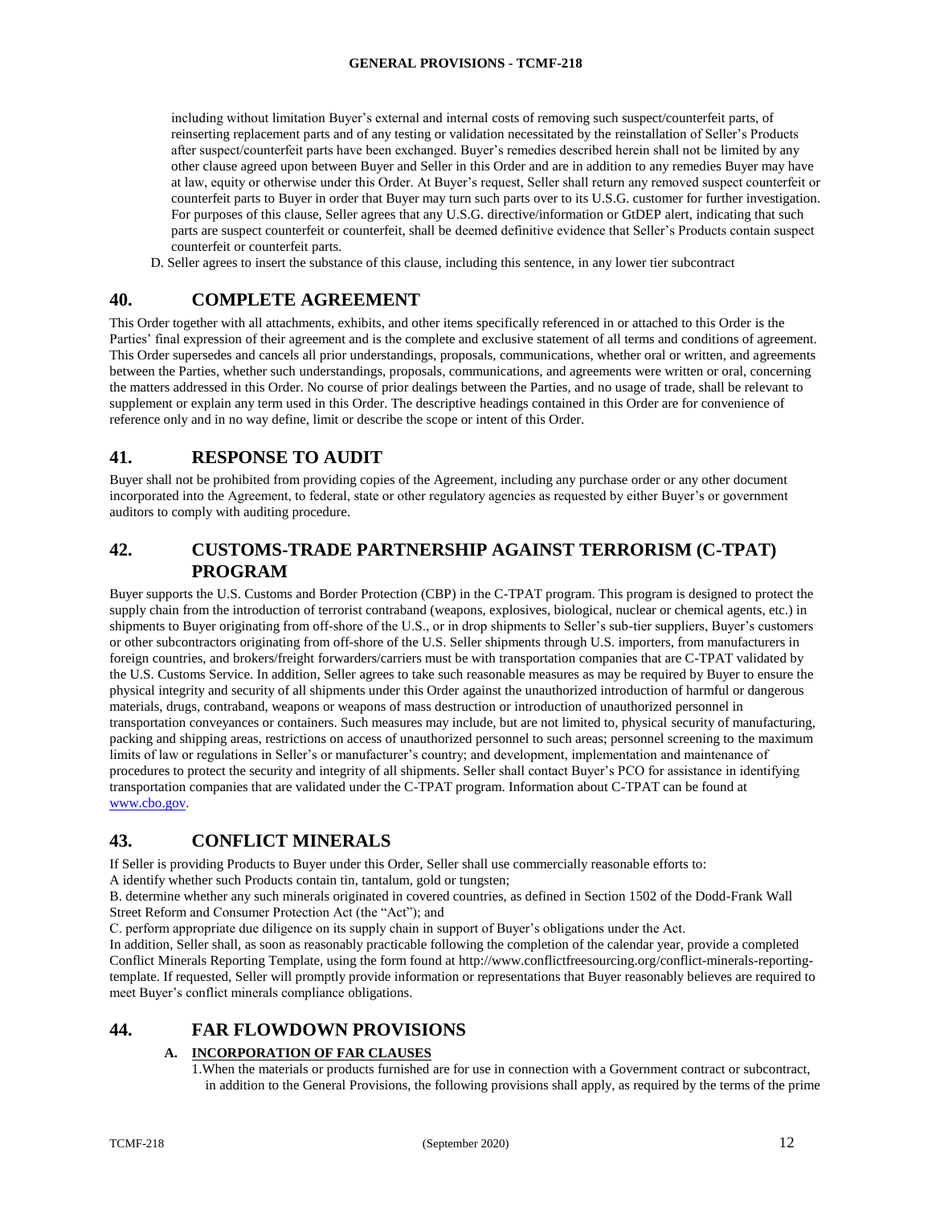including without limitation Buyer's external and internal costs of removing such suspect/counterfeit parts, of reinserting replacement parts and of any testing or validation necessitated by the reinstallation of Seller's Products after suspect/counterfeit parts have been exchanged. Buyer's remedies described herein shall not be limited by any other clause agreed upon between Buyer and Seller in this Order and are in addition to any remedies Buyer may have at law, equity or otherwise under this Order. At Buyer's request, Seller shall return any removed suspect counterfeit or counterfeit parts to Buyer in order that Buyer may turn such parts over to its U.S.G. customer for further investigation. For purposes of this clause, Seller agrees that any U.S.G. directive/information or GtDEP alert, indicating that such parts are suspect counterfeit or counterfeit, shall be deemed definitive evidence that Seller's Products contain suspect counterfeit or counterfeit parts.

D. Seller agrees to insert the substance of this clause, including this sentence, in any lower tier subcontract

## 40. COMPLETE AGREEMENT

This Order together with all attachments, exhibits, and other items specifically referenced in or attached to this Order is the Parties' final expression of their agreement and is the complete and exclusive statement of all terms and conditions of agreement. This Order supersedes and cancels all prior understandings, proposals, communications, whether oral or written, and agreements between the Parties, whether such understandings, proposals, communications, and agreements were written or oral, concerning the matters addressed in this Order. No course of prior dealings between the Parties, and no usage of trade, shall be relevant to supplement or explain any term used in this Order. The descriptive headings contained in this Order are for convenience of reference only and in no way define, limit or describe the scope or intent of this Order.

## 41. RESPONSE TO AUDIT

Buyer shall not be prohibited from providing copies of the Agreement, including any purchase order or any other document incorporated into the Agreement, to federal, state or other regulatory agencies as requested by either Buyer's or government auditors to comply with auditing procedure.

## 42. CUSTOMS-TRADE PARTNERSHIP AGAINST TERRORISM (C-TPAT) PROGRAM

Buyer supports the U.S. Customs and Border Protection (CBP) in the C-TPAT program. This program is designed to protect the supply chain from the introduction of terrorist contraband (weapons, explosives, biological, nuclear or chemical agents, etc.) in shipments to Buyer originating from off-shore of the U.S., or in drop shipments to Seller's sub-tier suppliers, Buyer's customers or other subcontractors originating from off-shore of the U.S. Seller shipments through U.S. importers, from manufacturers in foreign countries, and brokers/freight forwarders/carriers must be with transportation companies that are C-TPAT validated by the U.S. Customs Service. In addition, Seller agrees to take such reasonable measures as may be required by Buyer to ensure the physical integrity and security of all shipments under this Order against the unauthorized introduction of harmful or dangerous materials, drugs, contraband, weapons or weapons of mass destruction or introduction of unauthorized personnel in transportation conveyances or containers. Such measures may include, but are not limited to, physical security of manufacturing, packing and shipping areas, restrictions on access of unauthorized personnel to such areas; personnel screening to the maximum limits of law or regulations in Seller's or manufacturer's country; and development, implementation and maintenance of procedures to protect the security and integrity of all shipments. Seller shall contact Buyer's PCO for assistance in identifying transportation companies that are validated under the C-TPAT program. Information about C-TPAT can be found at www.cbo.gov.

## 43. CONFLICT MINERALS

If Seller is providing Products to Buyer under this Order, Seller shall use commercially reasonable efforts to:

A identify whether such Products contain tin, tantalum, gold or tungsten;

B. determine whether any such minerals originated in covered countries, as defined in Section 1502 of the Dodd-Frank Wall Street Reform and Consumer Protection Act (the "Act"); and

C. perform appropriate due diligence on its supply chain in support of Buyer's obligations under the Act.

In addition, Seller shall, as soon as reasonably practicable following the completion of the calendar year, provide a completed Conflict Minerals Reporting Template, using the form found at http://www.conflictfreesourcing.org/conflict-minerals-reporting-template. If requested, Seller will promptly provide information or representations that Buyer reasonably believes are required to meet Buyer's conflict minerals compliance obligations.

## 44. FAR FLOWDOWN PROVISIONS

### A. INCORPORATION OF FAR CLAUSES

1.When the materials or products furnished are for use in connection with a Government contract or subcontract, in addition to the General Provisions, the following provisions shall apply, as required by the terms of the prime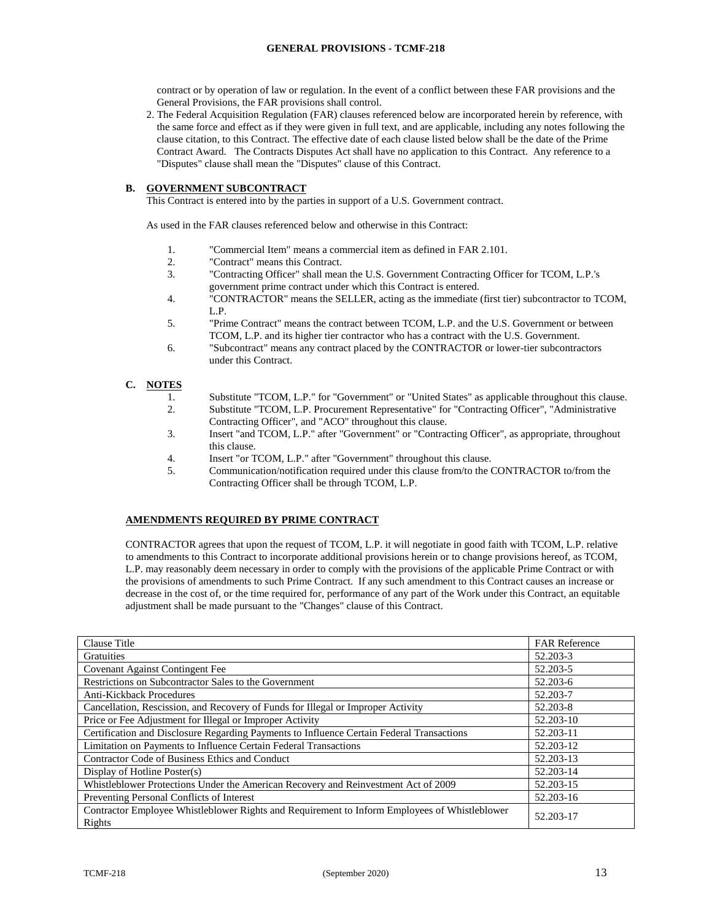contract or by operation of law or regulation. In the event of a conflict between these FAR provisions and the General Provisions, the FAR provisions shall control.

2. The Federal Acquisition Regulation (FAR) clauses referenced below are incorporated herein by reference, with the same force and effect as if they were given in full text, and are applicable, including any notes following the clause citation, to this Contract. The effective date of each clause listed below shall be the date of the Prime Contract Award. The Contracts Disputes Act shall have no application to this Contract. Any reference to a "Disputes" clause shall mean the "Disputes" clause of this Contract.

**B. GOVERNMENT SUBCONTRACT**

This Contract is entered into by the parties in support of a U.S. Government contract.

As used in the FAR clauses referenced below and otherwise in this Contract:

1. "Commercial Item" means a commercial item as defined in FAR 2.101.
2. "Contract" means this Contract.
3. "Contracting Officer" shall mean the U.S. Government Contracting Officer for TCOM, L.P.'s government prime contract under which this Contract is entered.
4. "CONTRACTOR" means the SELLER, acting as the immediate (first tier) subcontractor to TCOM, L.P.
5. "Prime Contract" means the contract between TCOM, L.P. and the U.S. Government or between TCOM, L.P. and its higher tier contractor who has a contract with the U.S. Government.
6. "Subcontract" means any contract placed by the CONTRACTOR or lower-tier subcontractors under this Contract.

**C. NOTES**

1. Substitute "TCOM, L.P." for "Government" or "United States" as applicable throughout this clause.
2. Substitute "TCOM, L.P. Procurement Representative" for "Contracting Officer", "Administrative Contracting Officer", and "ACO" throughout this clause.
3. Insert "and TCOM, L.P." after "Government" or "Contracting Officer", as appropriate, throughout this clause.
4. Insert "or TCOM, L.P." after "Government" throughout this clause.
5. Communication/notification required under this clause from/to the CONTRACTOR to/from the Contracting Officer shall be through TCOM, L.P.

**AMENDMENTS REQUIRED BY PRIME CONTRACT**

CONTRACTOR agrees that upon the request of TCOM, L.P. it will negotiate in good faith with TCOM, L.P. relative to amendments to this Contract to incorporate additional provisions herein or to change provisions hereof, as TCOM, L.P. may reasonably deem necessary in order to comply with the provisions of the applicable Prime Contract or with the provisions of amendments to such Prime Contract. If any such amendment to this Contract causes an increase or decrease in the cost of, or the time required for, performance of any part of the Work under this Contract, an equitable adjustment shall be made pursuant to the "Changes" clause of this Contract.

| Clause Title | FAR Reference |
|---|---|
| Gratuities | 52.203-3 |
| Covenant Against Contingent Fee | 52.203-5 |
| Restrictions on Subcontractor Sales to the Government | 52.203-6 |
| Anti-Kickback Procedures | 52.203-7 |
| Cancellation, Rescission, and Recovery of Funds for Illegal or Improper Activity | 52.203-8 |
| Price or Fee Adjustment for Illegal or Improper Activity | 52.203-10 |
| Certification and Disclosure Regarding Payments to Influence Certain Federal Transactions | 52.203-11 |
| Limitation on Payments to Influence Certain Federal Transactions | 52.203-12 |
| Contractor Code of Business Ethics and Conduct | 52.203-13 |
| Display of Hotline Poster(s) | 52.203-14 |
| Whistleblower Protections Under the American Recovery and Reinvestment Act of 2009 | 52.203-15 |
| Preventing Personal Conflicts of Interest | 52.203-16 |
| Contractor Employee Whistleblower Rights and Requirement to Inform Employees of Whistleblower Rights | 52.203-17 |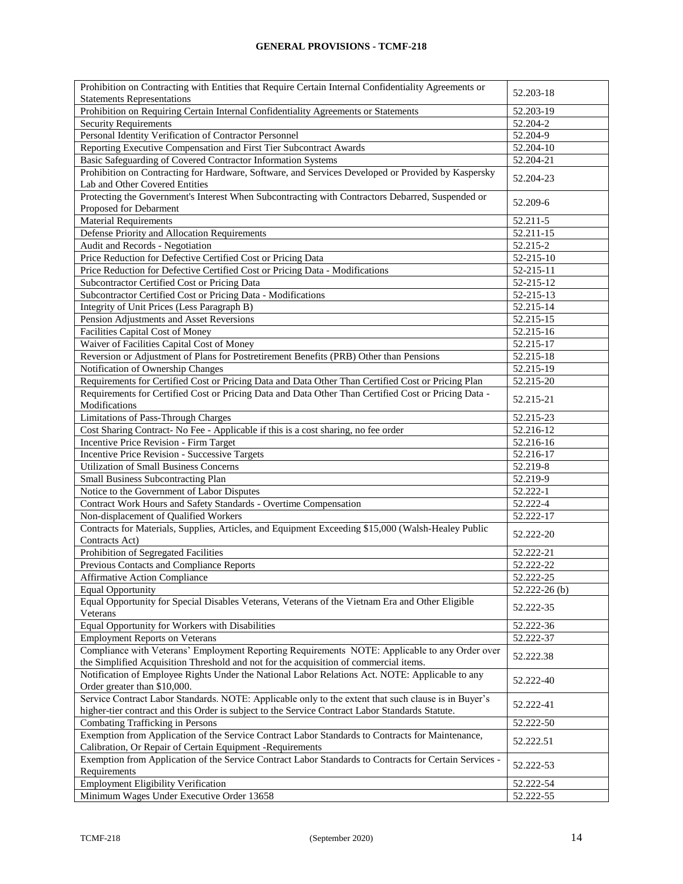**GENERAL PROVISIONS - TCMF-218**

| | |
|---|---|
| Prohibition on Contracting with Entities that Require Certain Internal Confidentiality Agreements or Statements Representations | 52.203-18 |
| Prohibition on Requiring Certain Internal Confidentiality Agreements or Statements | 52.203-19 |
| Security Requirements | 52.204-2 |
| Personal Identity Verification of Contractor Personnel | 52.204-9 |
| Reporting Executive Compensation and First Tier Subcontract Awards | 52.204-10 |
| Basic Safeguarding of Covered Contractor Information Systems | 52.204-21 |
| Prohibition on Contracting for Hardware, Software, and Services Developed or Provided by Kaspersky Lab and Other Covered Entities | 52.204-23 |
| Protecting the Government's Interest When Subcontracting with Contractors Debarred, Suspended or Proposed for Debarment | 52.209-6 |
| Material Requirements | 52.211-5 |
| Defense Priority and Allocation Requirements | 52.211-15 |
| Audit and Records - Negotiation | 52.215-2 |
| Price Reduction for Defective Certified Cost or Pricing Data | 52-215-10 |
| Price Reduction for Defective Certified Cost or Pricing Data - Modifications | 52-215-11 |
| Subcontractor Certified Cost or Pricing Data | 52-215-12 |
| Subcontractor Certified Cost or Pricing Data - Modifications | 52-215-13 |
| Integrity of Unit Prices (Less Paragraph B) | 52.215-14 |
| Pension Adjustments and Asset Reversions | 52.215-15 |
| Facilities Capital Cost of Money | 52.215-16 |
| Waiver of Facilities Capital Cost of Money | 52.215-17 |
| Reversion or Adjustment of Plans for Postretirement Benefits (PRB) Other than Pensions | 52.215-18 |
| Notification of Ownership Changes | 52.215-19 |
| Requirements for Certified Cost or Pricing Data and Data Other Than Certified Cost or Pricing Plan | 52.215-20 |
| Requirements for Certified Cost or Pricing Data and Data Other Than Certified Cost or Pricing Data - Modifications | 52.215-21 |
| Limitations of Pass-Through Charges | 52.215-23 |
| Cost Sharing Contract- No Fee - Applicable if this is a cost sharing, no fee order | 52.216-12 |
| Incentive Price Revision - Firm Target | 52.216-16 |
| Incentive Price Revision - Successive Targets | 52.216-17 |
| Utilization of Small Business Concerns | 52.219-8 |
| Small Business Subcontracting Plan | 52.219-9 |
| Notice to the Government of Labor Disputes | 52.222-1 |
| Contract Work Hours and Safety Standards - Overtime Compensation | 52.222-4 |
| Non-displacement of Qualified Workers | 52.222-17 |
| Contracts for Materials, Supplies, Articles, and Equipment Exceeding $15,000 (Walsh-Healey Public Contracts Act) | 52.222-20 |
| Prohibition of Segregated Facilities | 52.222-21 |
| Previous Contacts and Compliance Reports | 52.222-22 |
| Affirmative Action Compliance | 52.222-25 |
| Equal Opportunity | 52.222-26 (b) |
| Equal Opportunity for Special Disables Veterans, Veterans of the Vietnam Era and Other Eligible Veterans | 52.222-35 |
| Equal Opportunity for Workers with Disabilities | 52.222-36 |
| Employment Reports on Veterans | 52.222-37 |
| Compliance with Veterans' Employment Reporting Requirements NOTE: Applicable to any Order over the Simplified Acquisition Threshold and not for the acquisition of commercial items. | 52.222.38 |
| Notification of Employee Rights Under the National Labor Relations Act. NOTE: Applicable to any Order greater than $10,000. | 52.222-40 |
| Service Contract Labor Standards. NOTE: Applicable only to the extent that such clause is in Buyer's higher-tier contract and this Order is subject to the Service Contract Labor Standards Statute. | 52.222-41 |
| Combating Trafficking in Persons | 52.222-50 |
| Exemption from Application of the Service Contract Labor Standards to Contracts for Maintenance, Calibration, Or Repair of Certain Equipment -Requirements | 52.222.51 |
| Exemption from Application of the Service Contract Labor Standards to Contracts for Certain Services - Requirements | 52.222-53 |
| Employment Eligibility Verification | 52.222-54 |
| Minimum Wages Under Executive Order 13658 | 52.222-55 |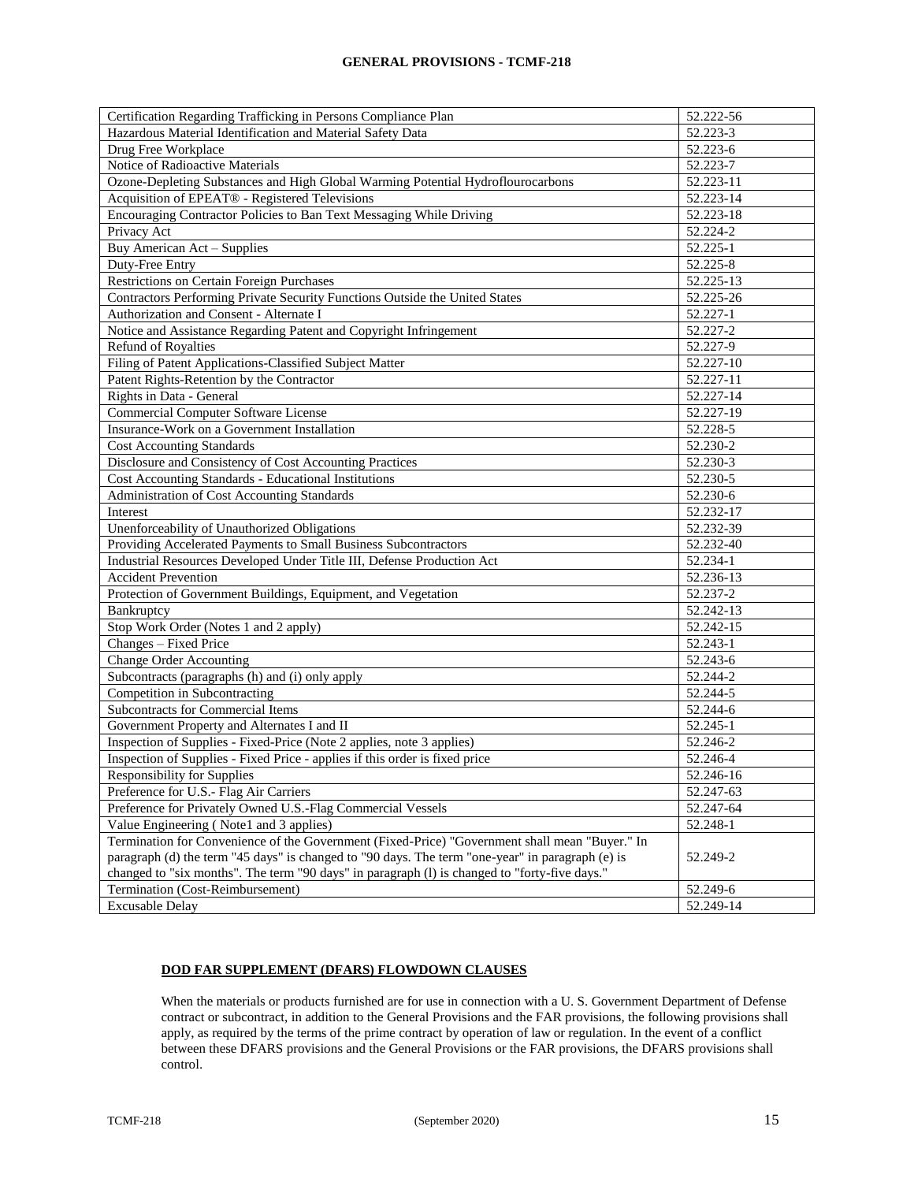| Certification Regarding Trafficking in Persons Compliance Plan | 52.222-56 |
|---|---|
| Hazardous Material Identification and Material Safety Data | 52.223-3 |
| Drug Free Workplace | 52.223-6 |
| Notice of Radioactive Materials | 52.223-7 |
| Ozone-Depleting Substances and High Global Warming Potential Hydroflourocarbons | 52.223-11 |
| Acquisition of EPEAT® - Registered Televisions | 52.223-14 |
| Encouraging Contractor Policies to Ban Text Messaging While Driving | 52.223-18 |
| Privacy Act | 52.224-2 |
| Buy American Act – Supplies | 52.225-1 |
| Duty-Free Entry | 52.225-8 |
| Restrictions on Certain Foreign Purchases | 52.225-13 |
| Contractors Performing Private Security Functions Outside the United States | 52.225-26 |
| Authorization and Consent - Alternate I | 52.227-1 |
| Notice and Assistance Regarding Patent and Copyright Infringement | 52.227-2 |
| Refund of Royalties | 52.227-9 |
| Filing of Patent Applications-Classified Subject Matter | 52.227-10 |
| Patent Rights-Retention by the Contractor | 52.227-11 |
| Rights in Data - General | 52.227-14 |
| Commercial Computer Software License | 52.227-19 |
| Insurance-Work on a Government Installation | 52.228-5 |
| Cost Accounting Standards | 52.230-2 |
| Disclosure and Consistency of Cost Accounting Practices | 52.230-3 |
| Cost Accounting Standards - Educational Institutions | 52.230-5 |
| Administration of Cost Accounting Standards | 52.230-6 |
| Interest | 52.232-17 |
| Unenforceability of Unauthorized Obligations | 52.232-39 |
| Providing Accelerated Payments to Small Business Subcontractors | 52.232-40 |
| Industrial Resources Developed Under Title III, Defense Production Act | 52.234-1 |
| Accident Prevention | 52.236-13 |
| Protection of Government Buildings, Equipment, and Vegetation | 52.237-2 |
| Bankruptcy | 52.242-13 |
| Stop Work Order (Notes 1 and 2 apply) | 52.242-15 |
| Changes – Fixed Price | 52.243-1 |
| Change Order Accounting | 52.243-6 |
| Subcontracts (paragraphs (h) and (i) only apply | 52.244-2 |
| Competition in Subcontracting | 52.244-5 |
| Subcontracts for Commercial Items | 52.244-6 |
| Government Property and Alternates I and II | 52.245-1 |
| Inspection of Supplies - Fixed-Price (Note 2 applies, note 3 applies) | 52.246-2 |
| Inspection of Supplies - Fixed Price - applies if this order is fixed price | 52.246-4 |
| Responsibility for Supplies | 52.246-16 |
| Preference for U.S.- Flag Air Carriers | 52.247-63 |
| Preference for Privately Owned U.S.-Flag Commercial Vessels | 52.247-64 |
| Value Engineering ( Note1 and 3 applies) | 52.248-1 |
| Termination for Convenience of the Government (Fixed-Price) "Government shall mean "Buyer." In paragraph (d) the term "45 days" is changed to "90 days. The term "one-year" in paragraph (e) is changed to "six months". The term "90 days" in paragraph (l) is changed to "forty-five days." | 52.249-2 |
| Termination (Cost-Reimbursement) | 52.249-6 |
| Excusable Delay | 52.249-14 |

**DOD FAR SUPPLEMENT (DFARS) FLOWDOWN CLAUSES**

When the materials or products furnished are for use in connection with a U. S. Government Department of Defense contract or subcontract, in addition to the General Provisions and the FAR provisions, the following provisions shall apply, as required by the terms of the prime contract by operation of law or regulation. In the event of a conflict between these DFARS provisions and the General Provisions or the FAR provisions, the DFARS provisions shall control.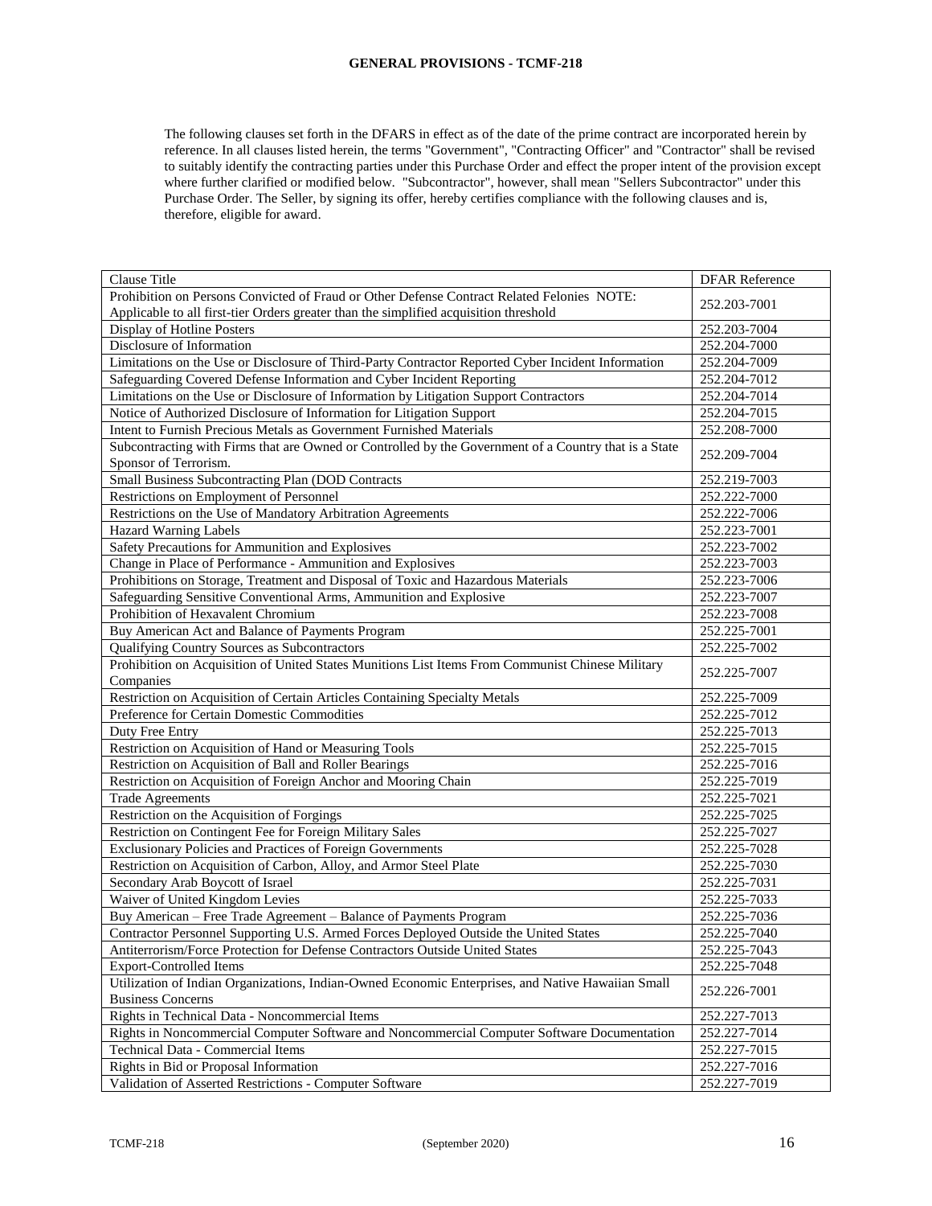**GENERAL PROVISIONS - TCMF-218**

The following clauses set forth in the DFARS in effect as of the date of the prime contract are incorporated herein by reference. In all clauses listed herein, the terms "Government", "Contracting Officer" and "Contractor" shall be revised to suitably identify the contracting parties under this Purchase Order and effect the proper intent of the provision except where further clarified or modified below. "Subcontractor", however, shall mean "Sellers Subcontractor" under this Purchase Order. The Seller, by signing its offer, hereby certifies compliance with the following clauses and is, therefore, eligible for award.

| Clause Title | DFAR Reference |
|---|---|
| Prohibition on Persons Convicted of Fraud or Other Defense Contract Related Felonies NOTE: Applicable to all first-tier Orders greater than the simplified acquisition threshold | 252.203-7001 |
| Display of Hotline Posters | 252.203-7004 |
| Disclosure of Information | 252.204-7000 |
| Limitations on the Use or Disclosure of Third-Party Contractor Reported Cyber Incident Information | 252.204-7009 |
| Safeguarding Covered Defense Information and Cyber Incident Reporting | 252.204-7012 |
| Limitations on the Use or Disclosure of Information by Litigation Support Contractors | 252.204-7014 |
| Notice of Authorized Disclosure of Information for Litigation Support | 252.204-7015 |
| Intent to Furnish Precious Metals as Government Furnished Materials | 252.208-7000 |
| Subcontracting with Firms that are Owned or Controlled by the Government of a Country that is a State Sponsor of Terrorism. | 252.209-7004 |
| Small Business Subcontracting Plan (DOD Contracts | 252.219-7003 |
| Restrictions on Employment of Personnel | 252.222-7000 |
| Restrictions on the Use of Mandatory Arbitration Agreements | 252.222-7006 |
| Hazard Warning Labels | 252.223-7001 |
| Safety Precautions for Ammunition and Explosives | 252.223-7002 |
| Change in Place of Performance - Ammunition and Explosives | 252.223-7003 |
| Prohibitions on Storage, Treatment and Disposal of Toxic and Hazardous Materials | 252.223-7006 |
| Safeguarding Sensitive Conventional Arms, Ammunition and Explosive | 252.223-7007 |
| Prohibition of Hexavalent Chromium | 252.223-7008 |
| Buy American Act and Balance of Payments Program | 252.225-7001 |
| Qualifying Country Sources as Subcontractors | 252.225-7002 |
| Prohibition on Acquisition of United States Munitions List Items From Communist Chinese Military Companies | 252.225-7007 |
| Restriction on Acquisition of Certain Articles Containing Specialty Metals | 252.225-7009 |
| Preference for Certain Domestic Commodities | 252.225-7012 |
| Duty Free Entry | 252.225-7013 |
| Restriction on Acquisition of Hand or Measuring Tools | 252.225-7015 |
| Restriction on Acquisition of Ball and Roller Bearings | 252.225-7016 |
| Restriction on Acquisition of Foreign Anchor and Mooring Chain | 252.225-7019 |
| Trade Agreements | 252.225-7021 |
| Restriction on the Acquisition of Forgings | 252.225-7025 |
| Restriction on Contingent Fee for Foreign Military Sales | 252.225-7027 |
| Exclusionary Policies and Practices of Foreign Governments | 252.225-7028 |
| Restriction on Acquisition of Carbon, Alloy, and Armor Steel Plate | 252.225-7030 |
| Secondary Arab Boycott of Israel | 252.225-7031 |
| Waiver of United Kingdom Levies | 252.225-7033 |
| Buy American – Free Trade Agreement – Balance of Payments Program | 252.225-7036 |
| Contractor Personnel Supporting U.S. Armed Forces Deployed Outside the United States | 252.225-7040 |
| Antiterrorism/Force Protection for Defense Contractors Outside United States | 252.225-7043 |
| Export-Controlled Items | 252.225-7048 |
| Utilization of Indian Organizations, Indian-Owned Economic Enterprises, and Native Hawaiian Small Business Concerns | 252.226-7001 |
| Rights in Technical Data - Noncommercial Items | 252.227-7013 |
| Rights in Noncommercial Computer Software and Noncommercial Computer Software Documentation | 252.227-7014 |
| Technical Data - Commercial Items | 252.227-7015 |
| Rights in Bid or Proposal Information | 252.227-7016 |
| Validation of Asserted Restrictions - Computer Software | 252.227-7019 |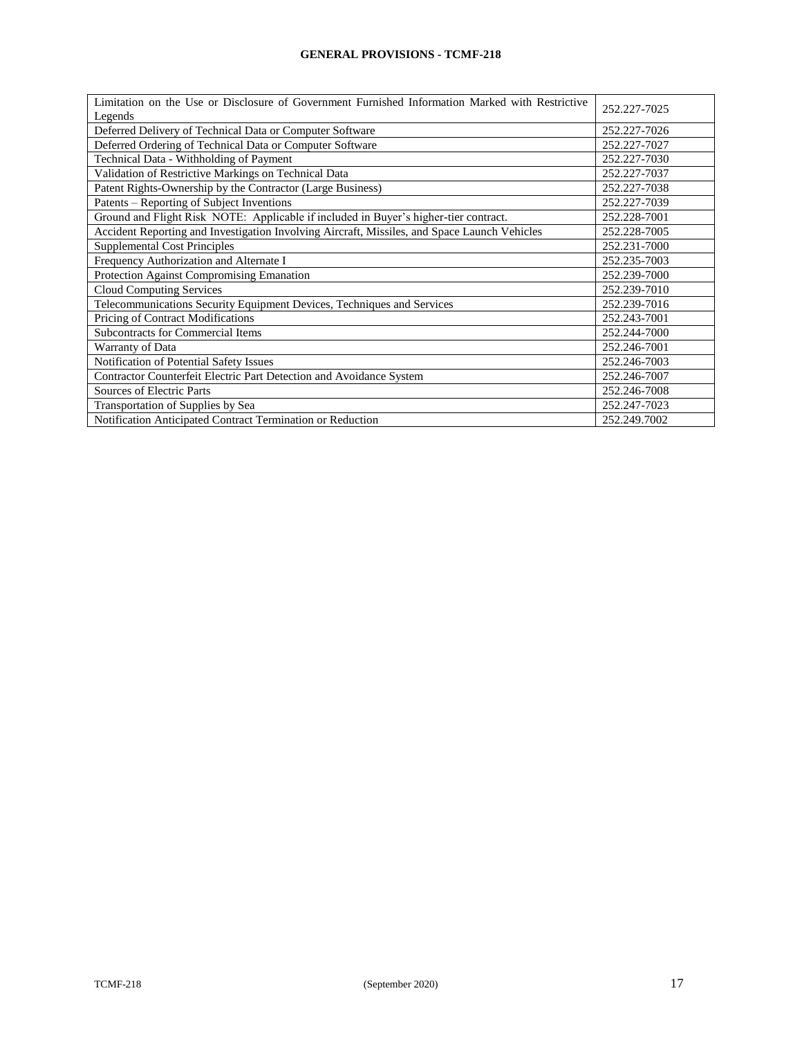| | |
|---|---|
| Limitation on the Use or Disclosure of Government Furnished Information Marked with Restrictive Legends | 252.227-7025 |
| Deferred Delivery of Technical Data or Computer Software | 252.227-7026 |
| Deferred Ordering of Technical Data or Computer Software | 252.227-7027 |
| Technical Data - Withholding of Payment | 252.227-7030 |
| Validation of Restrictive Markings on Technical Data | 252.227-7037 |
| Patent Rights-Ownership by the Contractor (Large Business) | 252.227-7038 |
| Patents – Reporting of Subject Inventions | 252.227-7039 |
| Ground and Flight Risk NOTE: Applicable if included in Buyer's higher-tier contract. | 252.228-7001 |
| Accident Reporting and Investigation Involving Aircraft, Missiles, and Space Launch Vehicles | 252.228-7005 |
| Supplemental Cost Principles | 252.231-7000 |
| Frequency Authorization and Alternate I | 252.235-7003 |
| Protection Against Compromising Emanation | 252.239-7000 |
| Cloud Computing Services | 252.239-7010 |
| Telecommunications Security Equipment Devices, Techniques and Services | 252.239-7016 |
| Pricing of Contract Modifications | 252.243-7001 |
| Subcontracts for Commercial Items | 252.244-7000 |
| Warranty of Data | 252.246-7001 |
| Notification of Potential Safety Issues | 252.246-7003 |
| Contractor Counterfeit Electric Part Detection and Avoidance System | 252.246-7007 |
| Sources of Electric Parts | 252.246-7008 |
| Transportation of Supplies by Sea | 252.247-7023 |
| Notification Anticipated Contract Termination or Reduction | 252.249.7002 |